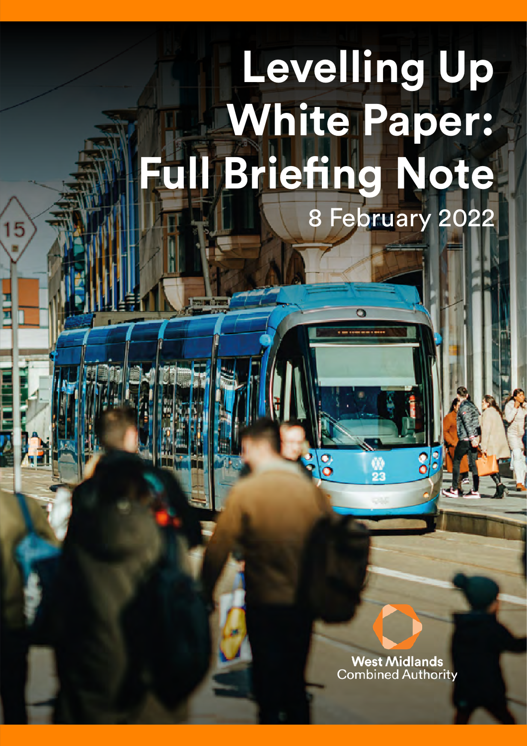# Levelling Up White Paper: Full Briefing Note

8 February 2022

West Midlands Combined Authority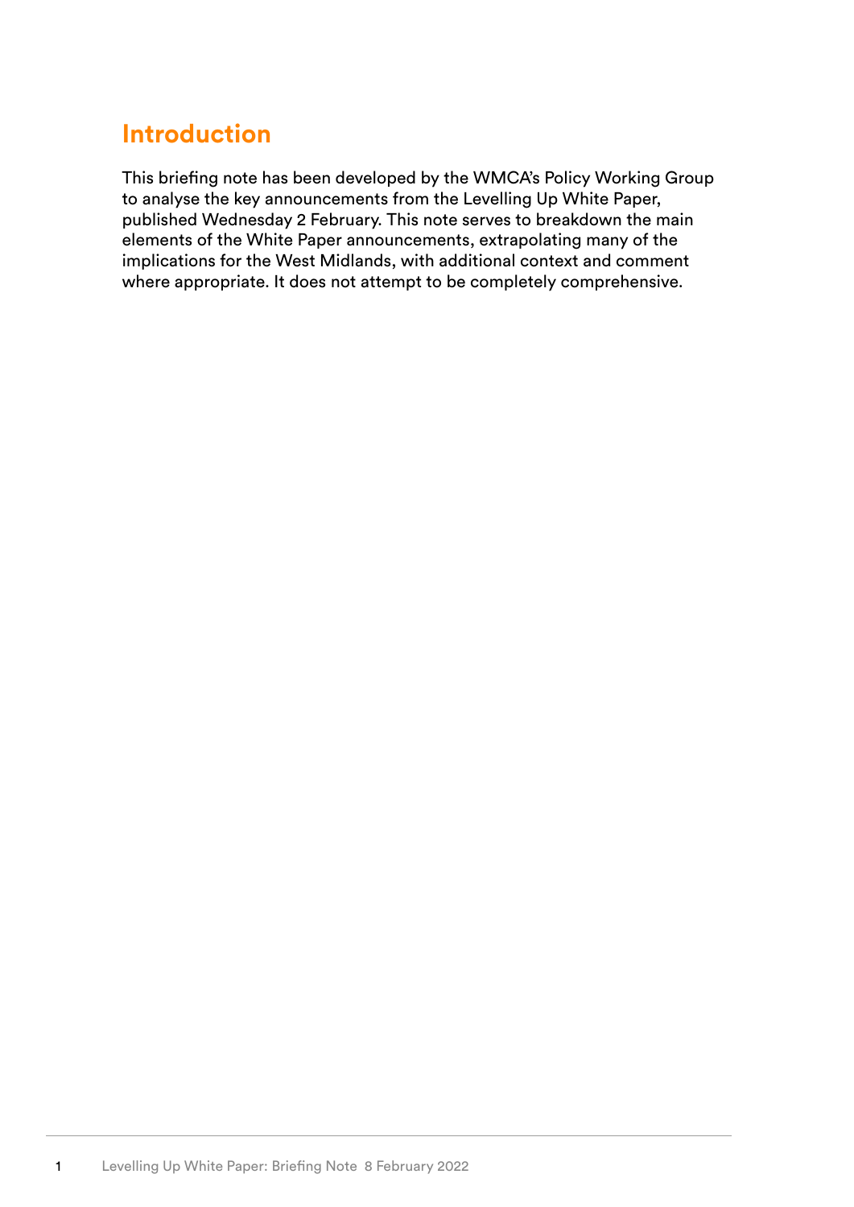## Introduction

This briefing note has been developed by the WMCA's Policy Working Group to analyse the key announcements from the Levelling Up White Paper, published Wednesday 2 February. This note serves to breakdown the main elements of the White Paper announcements, extrapolating many of the implications for the West Midlands, with additional context and comment where appropriate. It does not attempt to be completely comprehensive.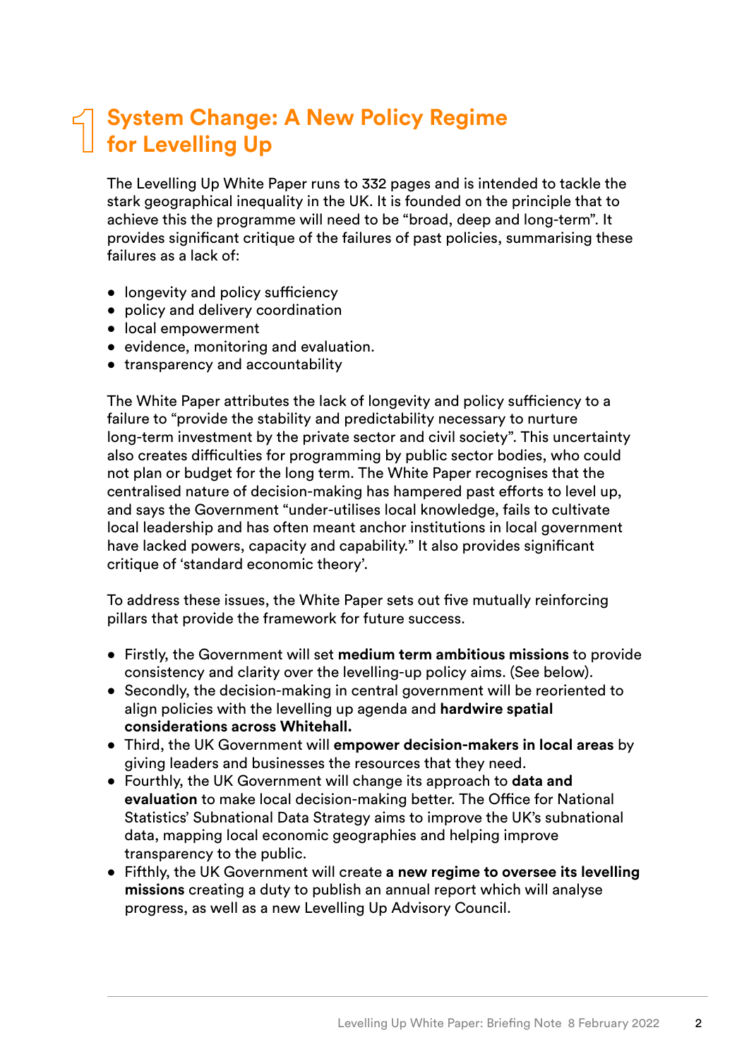# 1 System Change: A New Policy Regime for Levelling Up

The Levelling Up White Paper runs to 332 pages and is intended to tackle the stark geographical inequality in the UK. It is founded on the principle that to achieve this the programme will need to be "broad, deep and long-term". It provides significant critique of the failures of past policies, summarising these failures as a lack of:

- longevity and policy sufficiency
- policy and delivery coordination
- local empowerment
- evidence, monitoring and evaluation.
- transparency and accountability

The White Paper attributes the lack of longevity and policy sufficiency to a failure to "provide the stability and predictability necessary to nurture long-term investment by the private sector and civil society". This uncertainty also creates difficulties for programming by public sector bodies, who could not plan or budget for the long term. The White Paper recognises that the centralised nature of decision-making has hampered past efforts to level up, and says the Government "under-utilises local knowledge, fails to cultivate local leadership and has often meant anchor institutions in local government have lacked powers, capacity and capability." It also provides significant critique of 'standard economic theory'.

To address these issues, the White Paper sets out five mutually reinforcing pillars that provide the framework for future success.

- Firstly, the Government will set **medium term ambitious missions** to provide consistency and clarity over the levelling-up policy aims. (See below).
- Secondly, the decision-making in central government will be reoriented to align policies with the levelling up agenda and **hardwire spatial considerations across Whitehall.**
- Third, the UK Government will **empower decision-makers in local areas** by giving leaders and businesses the resources that they need.
- Fourthly, the UK Government will change its approach to **data and evaluation** to make local decision-making better. The Office for National Statistics' Subnational Data Strategy aims to improve the UK's subnational data, mapping local economic geographies and helping improve transparency to the public.
- Fifthly, the UK Government will create **a new regime to oversee its levelling missions** creating a duty to publish an annual report which will analyse progress, as well as a new Levelling Up Advisory Council.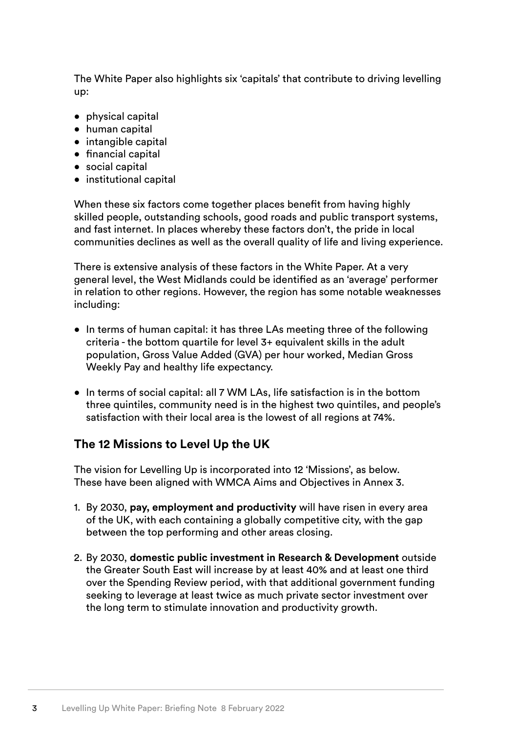The White Paper also highlights six 'capitals' that contribute to driving levelling up:

- physical capital
- human capital
- intangible capital
- financial capital
- social capital
- institutional capital

When these six factors come together places benefit from having highly skilled people, outstanding schools, good roads and public transport systems, and fast internet. In places whereby these factors don't, the pride in local communities declines as well as the overall quality of life and living experience.

There is extensive analysis of these factors in the White Paper. At a very general level, the West Midlands could be identified as an 'average' performer in relation to other regions. However, the region has some notable weaknesses including:

- In terms of human capital: it has three LAs meeting three of the following criteria - the bottom quartile for level 3+ equivalent skills in the adult population, Gross Value Added (GVA) per hour worked, Median Gross Weekly Pay and healthy life expectancy.

- In terms of social capital: all 7 WM LAs, life satisfaction is in the bottom three quintiles, community need is in the highest two quintiles, and people's satisfaction with their local area is the lowest of all regions at 74%.

## The 12 Missions to Level Up the UK

The vision for Levelling Up is incorporated into 12 'Missions', as below. These have been aligned with WMCA Aims and Objectives in Annex 3.

1. By 2030, **pay, employment and productivity** will have risen in every area of the UK, with each containing a globally competitive city, with the gap between the top performing and other areas closing.

2. By 2030, **domestic public investment in Research & Development** outside the Greater South East will increase by at least 40% and at least one third over the Spending Review period, with that additional government funding seeking to leverage at least twice as much private sector investment over the long term to stimulate innovation and productivity growth.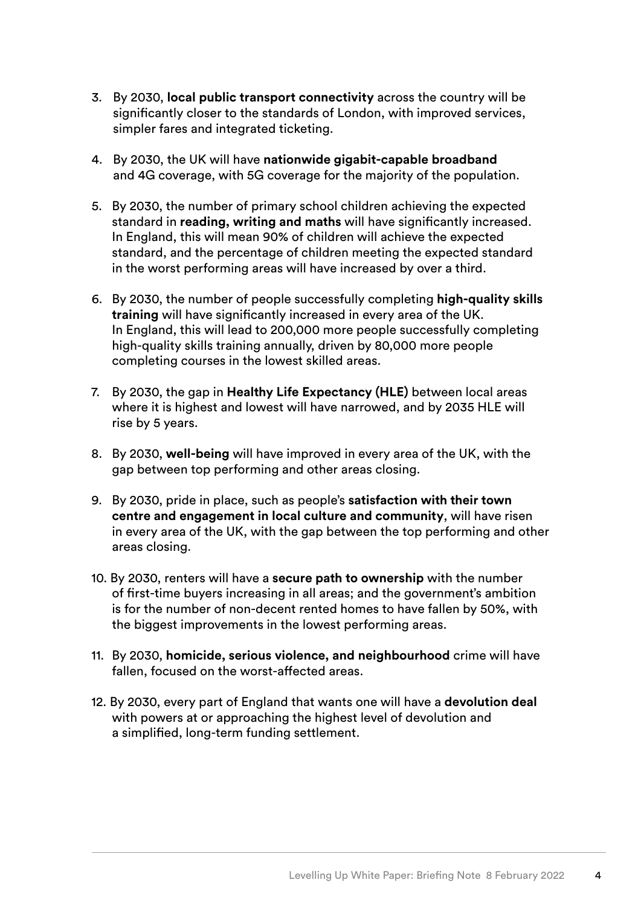3. By 2030, **local public transport connectivity** across the country will be significantly closer to the standards of London, with improved services, simpler fares and integrated ticketing.

4. By 2030, the UK will have **nationwide gigabit-capable broadband** and 4G coverage, with 5G coverage for the majority of the population.

5. By 2030, the number of primary school children achieving the expected standard in **reading, writing and maths** will have significantly increased. In England, this will mean 90% of children will achieve the expected standard, and the percentage of children meeting the expected standard in the worst performing areas will have increased by over a third.

6. By 2030, the number of people successfully completing **high-quality skills training** will have significantly increased in every area of the UK. In England, this will lead to 200,000 more people successfully completing high-quality skills training annually, driven by 80,000 more people completing courses in the lowest skilled areas.

7. By 2030, the gap in **Healthy Life Expectancy (HLE)** between local areas where it is highest and lowest will have narrowed, and by 2035 HLE will rise by 5 years.

8. By 2030, **well-being** will have improved in every area of the UK, with the gap between top performing and other areas closing.

9. By 2030, pride in place, such as people's **satisfaction with their town centre and engagement in local culture and community**, will have risen in every area of the UK, with the gap between the top performing and other areas closing.

10. By 2030, renters will have a **secure path to ownership** with the number of first-time buyers increasing in all areas; and the government's ambition is for the number of non-decent rented homes to have fallen by 50%, with the biggest improvements in the lowest performing areas.

11. By 2030, **homicide, serious violence, and neighbourhood** crime will have fallen, focused on the worst-affected areas.

12. By 2030, every part of England that wants one will have a **devolution deal** with powers at or approaching the highest level of devolution and a simplified, long-term funding settlement.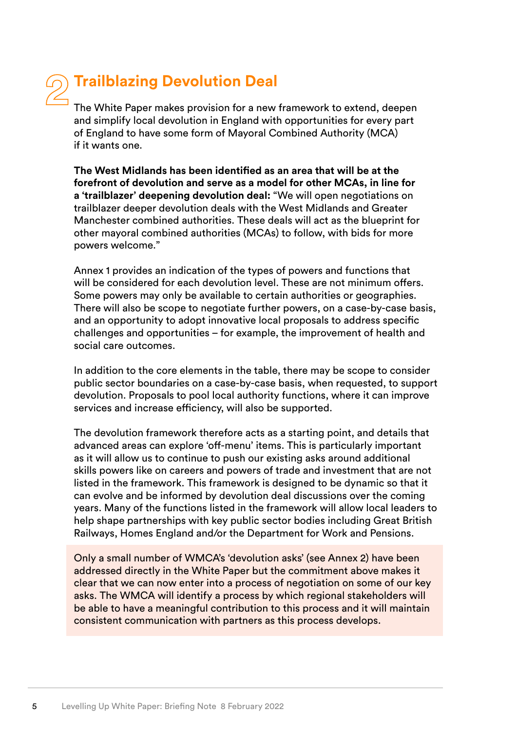# 2 Trailblazing Devolution Deal

The White Paper makes provision for a new framework to extend, deepen and simplify local devolution in England with opportunities for every part of England to have some form of Mayoral Combined Authority (MCA) if it wants one.

**The West Midlands has been identified as an area that will be at the forefront of devolution and serve as a model for other MCAs, in line for a 'trailblazer' deepening devolution deal:** "We will open negotiations on trailblazer deeper devolution deals with the West Midlands and Greater Manchester combined authorities. These deals will act as the blueprint for other mayoral combined authorities (MCAs) to follow, with bids for more powers welcome."

Annex 1 provides an indication of the types of powers and functions that will be considered for each devolution level. These are not minimum offers. Some powers may only be available to certain authorities or geographies. There will also be scope to negotiate further powers, on a case-by-case basis, and an opportunity to adopt innovative local proposals to address specific challenges and opportunities – for example, the improvement of health and social care outcomes.

In addition to the core elements in the table, there may be scope to consider public sector boundaries on a case-by-case basis, when requested, to support devolution. Proposals to pool local authority functions, where it can improve services and increase efficiency, will also be supported.

The devolution framework therefore acts as a starting point, and details that advanced areas can explore 'off-menu' items. This is particularly important as it will allow us to continue to push our existing asks around additional skills powers like on careers and powers of trade and investment that are not listed in the framework. This framework is designed to be dynamic so that it can evolve and be informed by devolution deal discussions over the coming years. Many of the functions listed in the framework will allow local leaders to help shape partnerships with key public sector bodies including Great British Railways, Homes England and/or the Department for Work and Pensions.

Only a small number of WMCA's 'devolution asks' (see Annex 2) have been addressed directly in the White Paper but the commitment above makes it clear that we can now enter into a process of negotiation on some of our key asks. The WMCA will identify a process by which regional stakeholders will be able to have a meaningful contribution to this process and it will maintain consistent communication with partners as this process develops.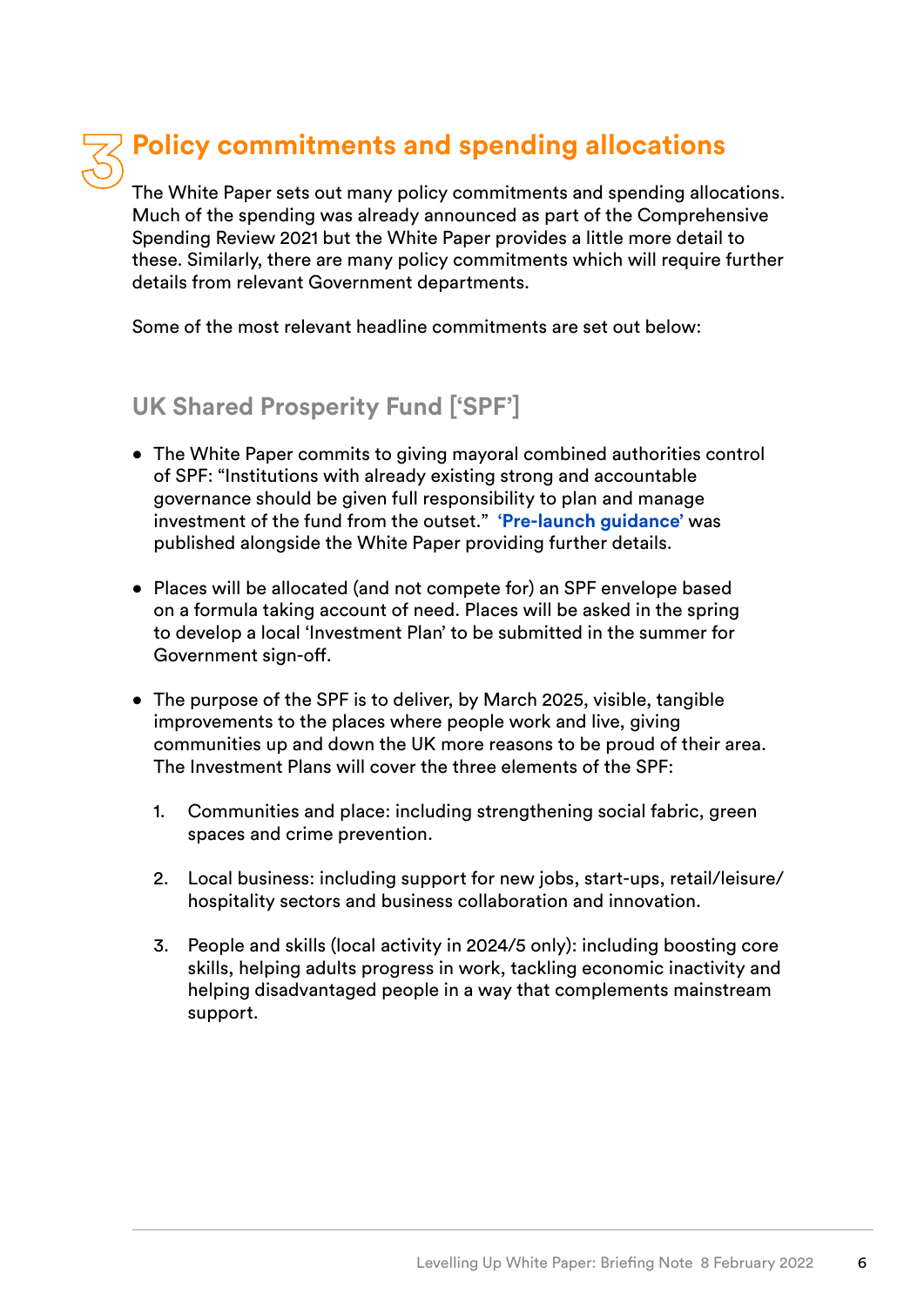# 3 Policy commitments and spending allocations

The White Paper sets out many policy commitments and spending allocations. Much of the spending was already announced as part of the Comprehensive Spending Review 2021 but the White Paper provides a little more detail to these. Similarly, there are many policy commitments which will require further details from relevant Government departments.

Some of the most relevant headline commitments are set out below:

## UK Shared Prosperity Fund ['SPF']

- The White Paper commits to giving mayoral combined authorities control of SPF: "Institutions with already existing strong and accountable governance should be given full responsibility to plan and manage investment of the fund from the outset." **'Pre-launch guidance'** was published alongside the White Paper providing further details.

- Places will be allocated (and not compete for) an SPF envelope based on a formula taking account of need. Places will be asked in the spring to develop a local 'Investment Plan' to be submitted in the summer for Government sign-off.

- The purpose of the SPF is to deliver, by March 2025, visible, tangible improvements to the places where people work and live, giving communities up and down the UK more reasons to be proud of their area. The Investment Plans will cover the three elements of the SPF:

  1. Communities and place: including strengthening social fabric, green spaces and crime prevention.

  2. Local business: including support for new jobs, start-ups, retail/leisure/hospitality sectors and business collaboration and innovation.

  3. People and skills (local activity in 2024/5 only): including boosting core skills, helping adults progress in work, tackling economic inactivity and helping disadvantaged people in a way that complements mainstream support.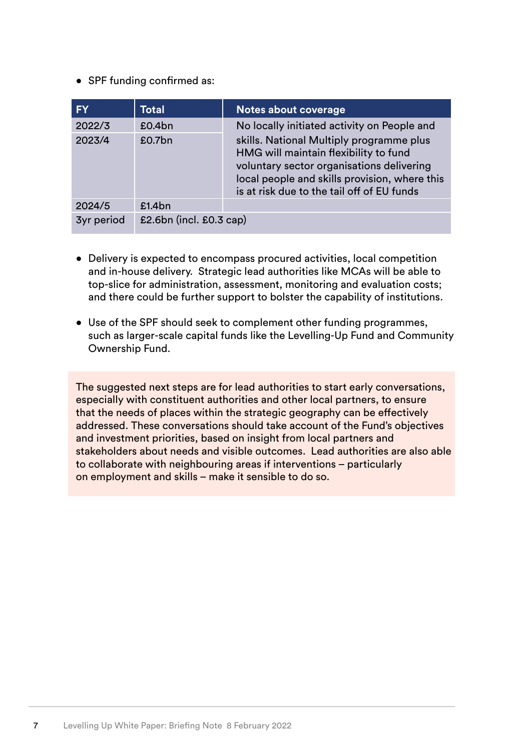- SPF funding confirmed as:

| FY | Total | Notes about coverage |
|---|---|---|
| 2022/3 | £0.4bn | No locally initiated activity on People and skills. National Multiply programme plus HMG will maintain flexibility to fund voluntary sector organisations delivering local people and skills provision, where this is at risk due to the tail off of EU funds |
| 2023/4 | £0.7bn | |
| 2024/5 | £1.4bn | |
| 3yr period | £2.6bn (incl. £0.3 cap) | |

- Delivery is expected to encompass procured activities, local competition and in-house delivery. Strategic lead authorities like MCAs will be able to top-slice for administration, assessment, monitoring and evaluation costs; and there could be further support to bolster the capability of institutions.

- Use of the SPF should seek to complement other funding programmes, such as larger-scale capital funds like the Levelling-Up Fund and Community Ownership Fund.

The suggested next steps are for lead authorities to start early conversations, especially with constituent authorities and other local partners, to ensure that the needs of places within the strategic geography can be effectively addressed. These conversations should take account of the Fund's objectives and investment priorities, based on insight from local partners and stakeholders about needs and visible outcomes. Lead authorities are also able to collaborate with neighbouring areas if interventions – particularly on employment and skills – make it sensible to do so.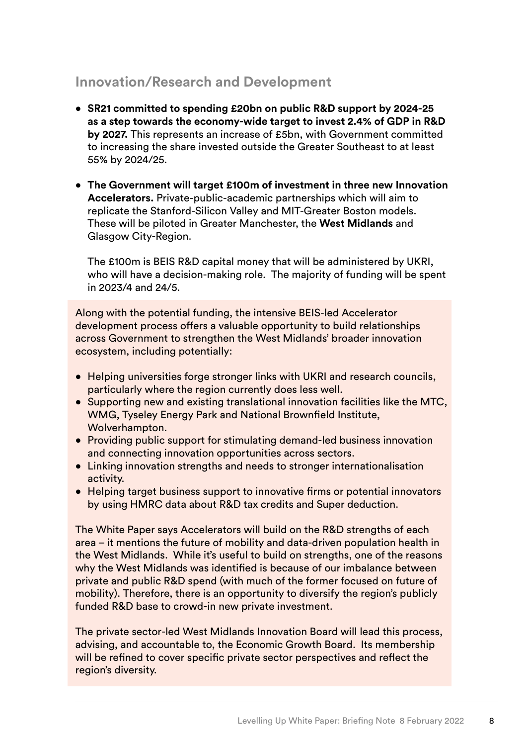## Innovation/Research and Development

- **SR21 committed to spending £20bn on public R&D support by 2024-25 as a step towards the economy-wide target to invest 2.4% of GDP in R&D by 2027.** This represents an increase of £5bn, with Government committed to increasing the share invested outside the Greater Southeast to at least 55% by 2024/25.

- **The Government will target £100m of investment in three new Innovation Accelerators.** Private-public-academic partnerships which will aim to replicate the Stanford-Silicon Valley and MIT-Greater Boston models. These will be piloted in Greater Manchester, the **West Midlands** and Glasgow City-Region.

  The £100m is BEIS R&D capital money that will be administered by UKRI, who will have a decision-making role. The majority of funding will be spent in 2023/4 and 24/5.

Along with the potential funding, the intensive BEIS-led Accelerator development process offers a valuable opportunity to build relationships across Government to strengthen the West Midlands' broader innovation ecosystem, including potentially:

- Helping universities forge stronger links with UKRI and research councils, particularly where the region currently does less well.
- Supporting new and existing translational innovation facilities like the MTC, WMG, Tyseley Energy Park and National Brownfield Institute, Wolverhampton.
- Providing public support for stimulating demand-led business innovation and connecting innovation opportunities across sectors.
- Linking innovation strengths and needs to stronger internationalisation activity.
- Helping target business support to innovative firms or potential innovators by using HMRC data about R&D tax credits and Super deduction.

The White Paper says Accelerators will build on the R&D strengths of each area – it mentions the future of mobility and data-driven population health in the West Midlands. While it's useful to build on strengths, one of the reasons why the West Midlands was identified is because of our imbalance between private and public R&D spend (with much of the former focused on future of mobility). Therefore, there is an opportunity to diversify the region's publicly funded R&D base to crowd-in new private investment.

The private sector-led West Midlands Innovation Board will lead this process, advising, and accountable to, the Economic Growth Board. Its membership will be refined to cover specific private sector perspectives and reflect the region's diversity.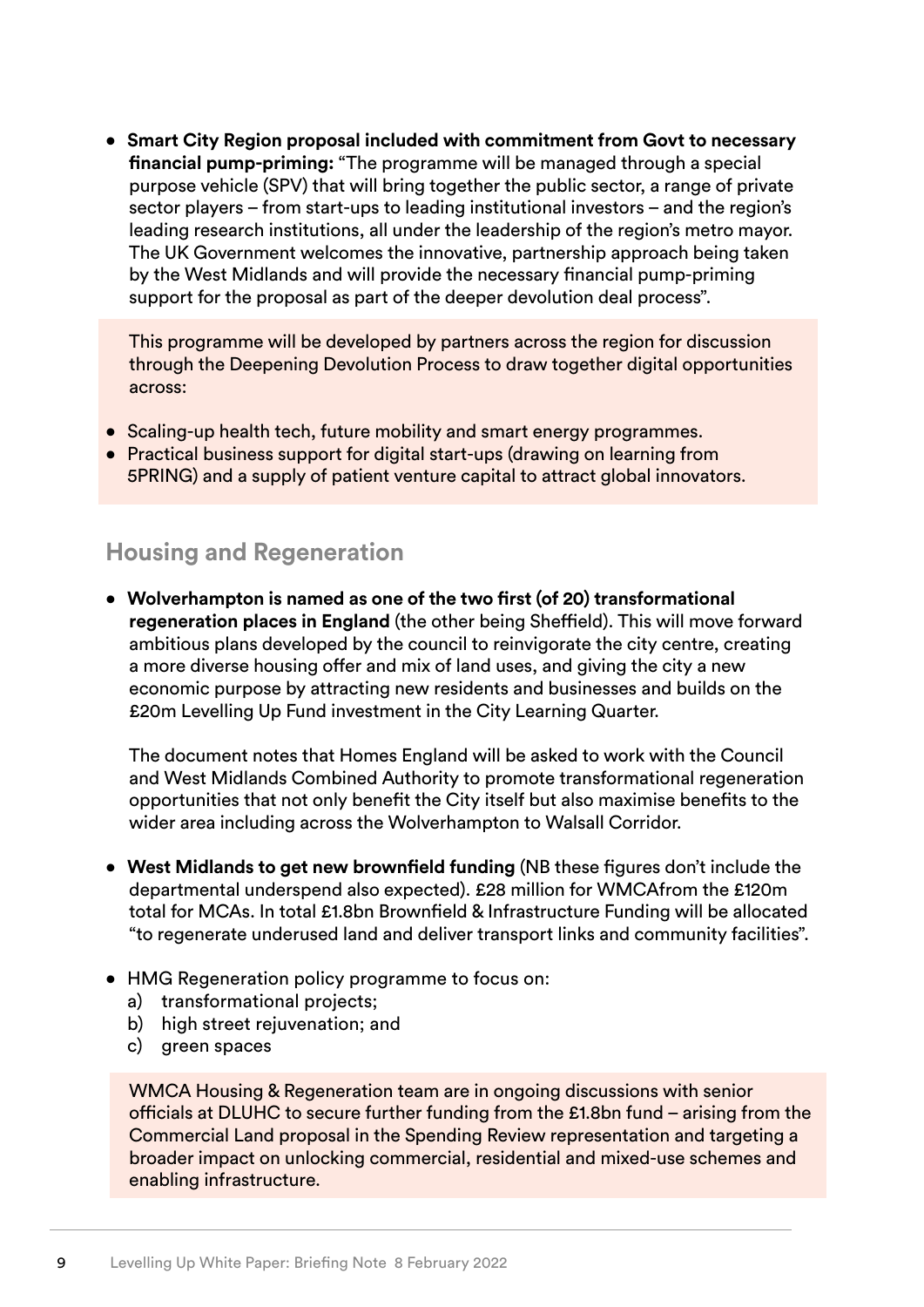- **Smart City Region proposal included with commitment from Govt to necessary financial pump-priming:** "The programme will be managed through a special purpose vehicle (SPV) that will bring together the public sector, a range of private sector players – from start-ups to leading institutional investors – and the region's leading research institutions, all under the leadership of the region's metro mayor. The UK Government welcomes the innovative, partnership approach being taken by the West Midlands and will provide the necessary financial pump-priming support for the proposal as part of the deeper devolution deal process".

This programme will be developed by partners across the region for discussion through the Deepening Devolution Process to draw together digital opportunities across:

- Scaling-up health tech, future mobility and smart energy programmes.
- Practical business support for digital start-ups (drawing on learning from 5PRING) and a supply of patient venture capital to attract global innovators.

## Housing and Regeneration

- **Wolverhampton is named as one of the two first (of 20) transformational regeneration places in England** (the other being Sheffield). This will move forward ambitious plans developed by the council to reinvigorate the city centre, creating a more diverse housing offer and mix of land uses, and giving the city a new economic purpose by attracting new residents and businesses and builds on the £20m Levelling Up Fund investment in the City Learning Quarter.

  The document notes that Homes England will be asked to work with the Council and West Midlands Combined Authority to promote transformational regeneration opportunities that not only benefit the City itself but also maximise benefits to the wider area including across the Wolverhampton to Walsall Corridor.

- **West Midlands to get new brownfield funding** (NB these figures don't include the departmental underspend also expected). £28 million for WMCAfrom the £120m total for MCAs. In total £1.8bn Brownfield & Infrastructure Funding will be allocated "to regenerate underused land and deliver transport links and community facilities".

- HMG Regeneration policy programme to focus on:
  a) transformational projects;
  b) high street rejuvenation; and
  c) green spaces

WMCA Housing & Regeneration team are in ongoing discussions with senior officials at DLUHC to secure further funding from the £1.8bn fund – arising from the Commercial Land proposal in the Spending Review representation and targeting a broader impact on unlocking commercial, residential and mixed-use schemes and enabling infrastructure.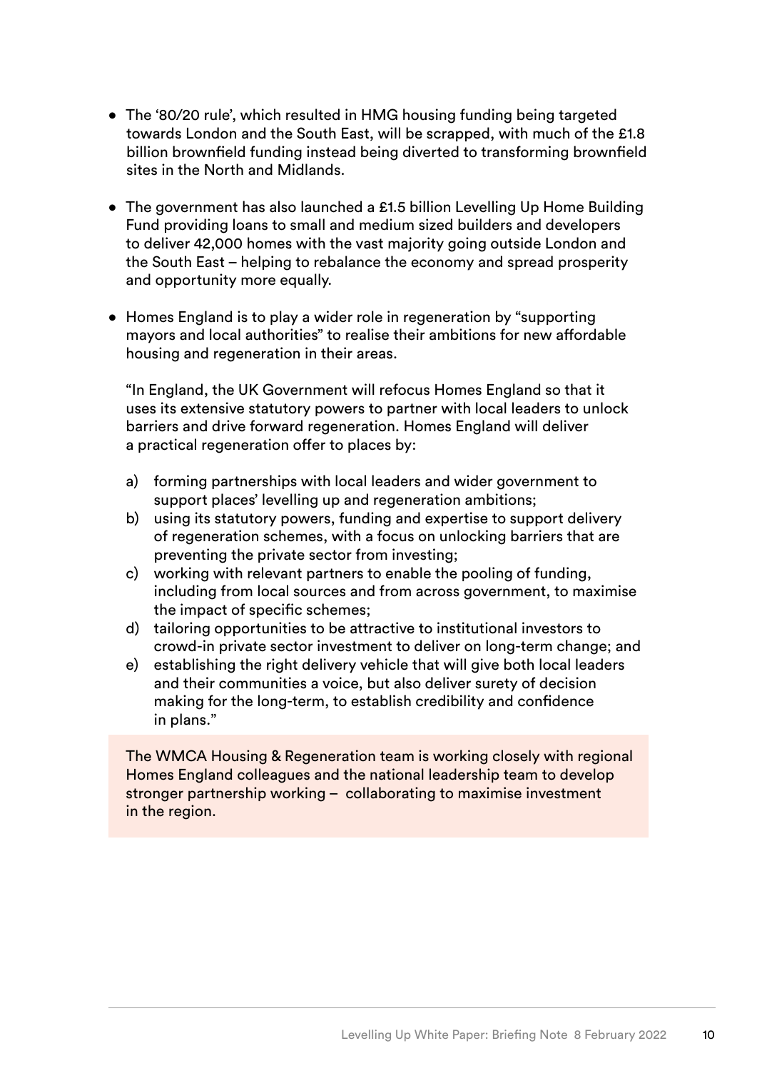- The '80/20 rule', which resulted in HMG housing funding being targeted towards London and the South East, will be scrapped, with much of the £1.8 billion brownfield funding instead being diverted to transforming brownfield sites in the North and Midlands.

- The government has also launched a £1.5 billion Levelling Up Home Building Fund providing loans to small and medium sized builders and developers to deliver 42,000 homes with the vast majority going outside London and the South East – helping to rebalance the economy and spread prosperity and opportunity more equally.

- Homes England is to play a wider role in regeneration by "supporting mayors and local authorities" to realise their ambitions for new affordable housing and regeneration in their areas.

  "In England, the UK Government will refocus Homes England so that it uses its extensive statutory powers to partner with local leaders to unlock barriers and drive forward regeneration. Homes England will deliver a practical regeneration offer to places by:

  a) forming partnerships with local leaders and wider government to support places' levelling up and regeneration ambitions;
  b) using its statutory powers, funding and expertise to support delivery of regeneration schemes, with a focus on unlocking barriers that are preventing the private sector from investing;
  c) working with relevant partners to enable the pooling of funding, including from local sources and from across government, to maximise the impact of specific schemes;
  d) tailoring opportunities to be attractive to institutional investors to crowd-in private sector investment to deliver on long-term change; and
  e) establishing the right delivery vehicle that will give both local leaders and their communities a voice, but also deliver surety of decision making for the long-term, to establish credibility and confidence in plans."

  The WMCA Housing & Regeneration team is working closely with regional Homes England colleagues and the national leadership team to develop stronger partnership working – collaborating to maximise investment in the region.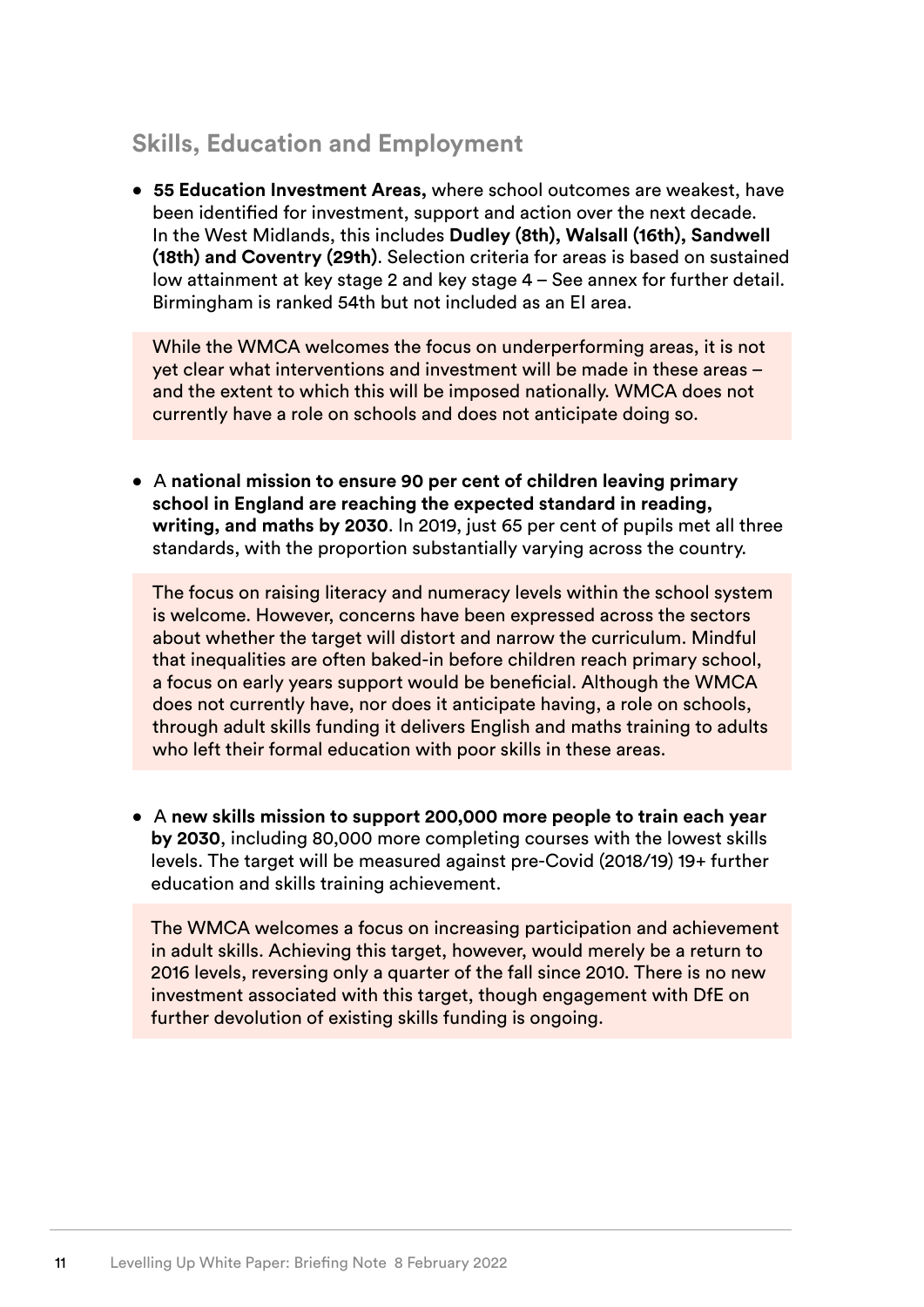## Skills, Education and Employment

- **55 Education Investment Areas,** where school outcomes are weakest, have been identified for investment, support and action over the next decade. In the West Midlands, this includes **Dudley (8th), Walsall (16th), Sandwell (18th) and Coventry (29th)**. Selection criteria for areas is based on sustained low attainment at key stage 2 and key stage 4 – See annex for further detail. Birmingham is ranked 54th but not included as an EI area.

While the WMCA welcomes the focus on underperforming areas, it is not yet clear what interventions and investment will be made in these areas – and the extent to which this will be imposed nationally. WMCA does not currently have a role on schools and does not anticipate doing so.

- A **national mission to ensure 90 per cent of children leaving primary school in England are reaching the expected standard in reading, writing, and maths by 2030**. In 2019, just 65 per cent of pupils met all three standards, with the proportion substantially varying across the country.

The focus on raising literacy and numeracy levels within the school system is welcome. However, concerns have been expressed across the sectors about whether the target will distort and narrow the curriculum. Mindful that inequalities are often baked-in before children reach primary school, a focus on early years support would be beneficial. Although the WMCA does not currently have, nor does it anticipate having, a role on schools, through adult skills funding it delivers English and maths training to adults who left their formal education with poor skills in these areas.

- A **new skills mission to support 200,000 more people to train each year by 2030**, including 80,000 more completing courses with the lowest skills levels. The target will be measured against pre-Covid (2018/19) 19+ further education and skills training achievement.

The WMCA welcomes a focus on increasing participation and achievement in adult skills. Achieving this target, however, would merely be a return to 2016 levels, reversing only a quarter of the fall since 2010. There is no new investment associated with this target, though engagement with DfE on further devolution of existing skills funding is ongoing.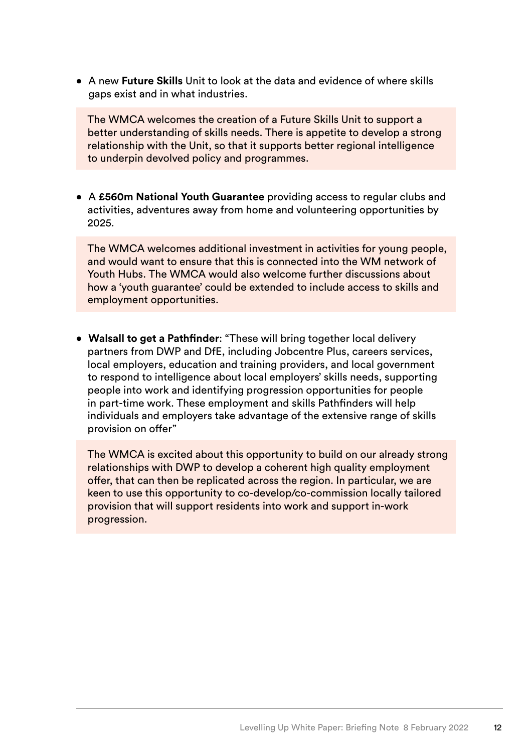- A new **Future Skills** Unit to look at the data and evidence of where skills gaps exist and in what industries.

The WMCA welcomes the creation of a Future Skills Unit to support a better understanding of skills needs. There is appetite to develop a strong relationship with the Unit, so that it supports better regional intelligence to underpin devolved policy and programmes.

- A **£560m National Youth Guarantee** providing access to regular clubs and activities, adventures away from home and volunteering opportunities by 2025.

The WMCA welcomes additional investment in activities for young people, and would want to ensure that this is connected into the WM network of Youth Hubs. The WMCA would also welcome further discussions about how a 'youth guarantee' could be extended to include access to skills and employment opportunities.

- **Walsall to get a Pathfinder**: "These will bring together local delivery partners from DWP and DfE, including Jobcentre Plus, careers services, local employers, education and training providers, and local government to respond to intelligence about local employers' skills needs, supporting people into work and identifying progression opportunities for people in part-time work. These employment and skills Pathfinders will help individuals and employers take advantage of the extensive range of skills provision on offer"

The WMCA is excited about this opportunity to build on our already strong relationships with DWP to develop a coherent high quality employment offer, that can then be replicated across the region. In particular, we are keen to use this opportunity to co-develop/co-commission locally tailored provision that will support residents into work and support in-work progression.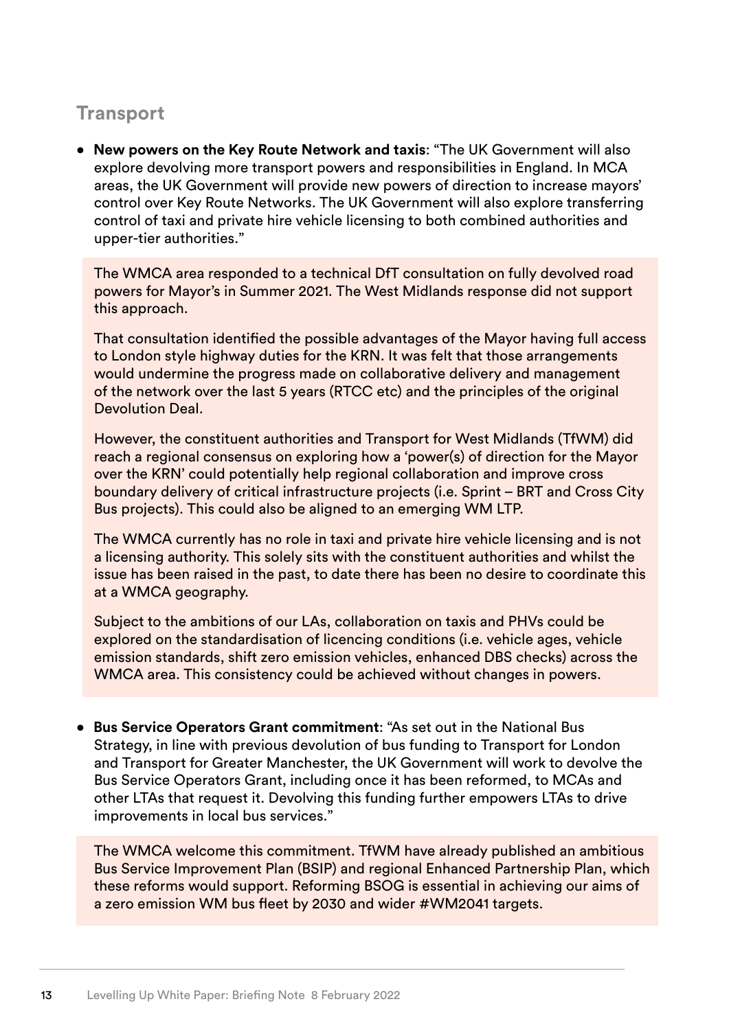## Transport

- **New powers on the Key Route Network and taxis**: "The UK Government will also explore devolving more transport powers and responsibilities in England. In MCA areas, the UK Government will provide new powers of direction to increase mayors' control over Key Route Networks. The UK Government will also explore transferring control of taxi and private hire vehicle licensing to both combined authorities and upper-tier authorities."

  The WMCA area responded to a technical DfT consultation on fully devolved road powers for Mayor's in Summer 2021. The West Midlands response did not support this approach.

  That consultation identified the possible advantages of the Mayor having full access to London style highway duties for the KRN. It was felt that those arrangements would undermine the progress made on collaborative delivery and management of the network over the last 5 years (RTCC etc) and the principles of the original Devolution Deal.

  However, the constituent authorities and Transport for West Midlands (TfWM) did reach a regional consensus on exploring how a 'power(s) of direction for the Mayor over the KRN' could potentially help regional collaboration and improve cross boundary delivery of critical infrastructure projects (i.e. Sprint – BRT and Cross City Bus projects). This could also be aligned to an emerging WM LTP.

  The WMCA currently has no role in taxi and private hire vehicle licensing and is not a licensing authority. This solely sits with the constituent authorities and whilst the issue has been raised in the past, to date there has been no desire to coordinate this at a WMCA geography.

  Subject to the ambitions of our LAs, collaboration on taxis and PHVs could be explored on the standardisation of licencing conditions (i.e. vehicle ages, vehicle emission standards, shift zero emission vehicles, enhanced DBS checks) across the WMCA area. This consistency could be achieved without changes in powers.

- **Bus Service Operators Grant commitment**: "As set out in the National Bus Strategy, in line with previous devolution of bus funding to Transport for London and Transport for Greater Manchester, the UK Government will work to devolve the Bus Service Operators Grant, including once it has been reformed, to MCAs and other LTAs that request it. Devolving this funding further empowers LTAs to drive improvements in local bus services."

  The WMCA welcome this commitment. TfWM have already published an ambitious Bus Service Improvement Plan (BSIP) and regional Enhanced Partnership Plan, which these reforms would support. Reforming BSOG is essential in achieving our aims of a zero emission WM bus fleet by 2030 and wider #WM2041 targets.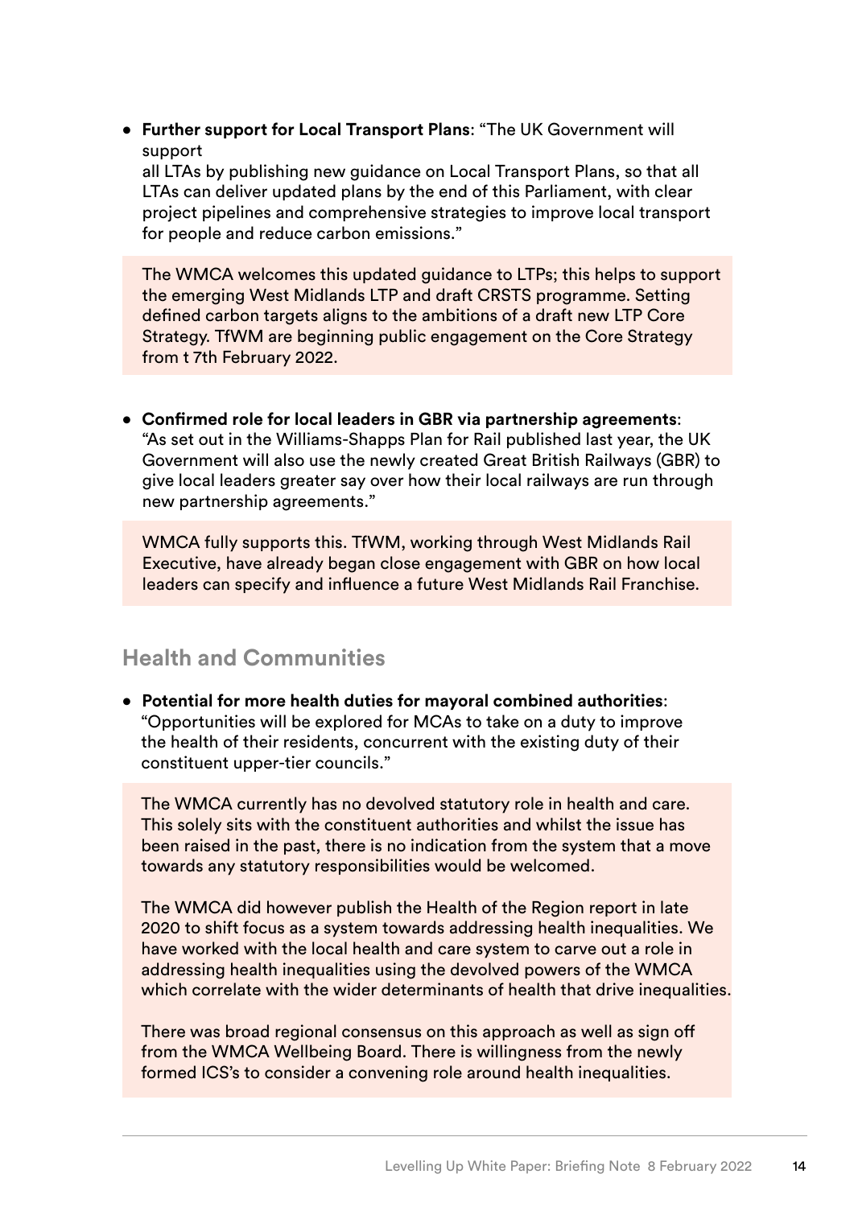- **Further support for Local Transport Plans**: "The UK Government will support
  all LTAs by publishing new guidance on Local Transport Plans, so that all LTAs can deliver updated plans by the end of this Parliament, with clear project pipelines and comprehensive strategies to improve local transport for people and reduce carbon emissions."

The WMCA welcomes this updated guidance to LTPs; this helps to support the emerging West Midlands LTP and draft CRSTS programme. Setting defined carbon targets aligns to the ambitions of a draft new LTP Core Strategy. TfWM are beginning public engagement on the Core Strategy from t 7th February 2022.

- **Confirmed role for local leaders in GBR via partnership agreements**: "As set out in the Williams-Shapps Plan for Rail published last year, the UK Government will also use the newly created Great British Railways (GBR) to give local leaders greater say over how their local railways are run through new partnership agreements."

WMCA fully supports this. TfWM, working through West Midlands Rail Executive, have already began close engagement with GBR on how local leaders can specify and influence a future West Midlands Rail Franchise.

## Health and Communities

- **Potential for more health duties for mayoral combined authorities**: "Opportunities will be explored for MCAs to take on a duty to improve the health of their residents, concurrent with the existing duty of their constituent upper-tier councils."

The WMCA currently has no devolved statutory role in health and care. This solely sits with the constituent authorities and whilst the issue has been raised in the past, there is no indication from the system that a move towards any statutory responsibilities would be welcomed.

The WMCA did however publish the Health of the Region report in late 2020 to shift focus as a system towards addressing health inequalities. We have worked with the local health and care system to carve out a role in addressing health inequalities using the devolved powers of the WMCA which correlate with the wider determinants of health that drive inequalities.

There was broad regional consensus on this approach as well as sign off from the WMCA Wellbeing Board. There is willingness from the newly formed ICS's to consider a convening role around health inequalities.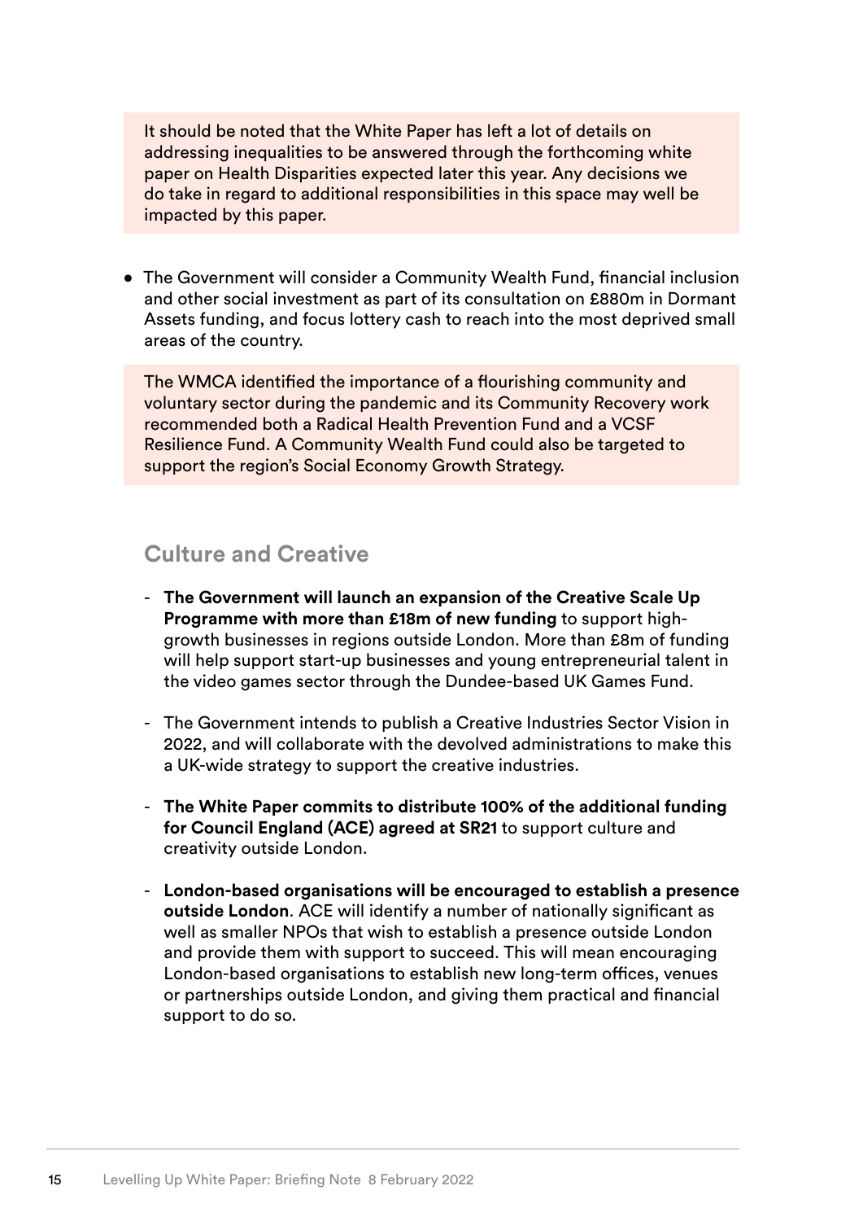It should be noted that the White Paper has left a lot of details on addressing inequalities to be answered through the forthcoming white paper on Health Disparities expected later this year. Any decisions we do take in regard to additional responsibilities in this space may well be impacted by this paper.

- The Government will consider a Community Wealth Fund, financial inclusion and other social investment as part of its consultation on £880m in Dormant Assets funding, and focus lottery cash to reach into the most deprived small areas of the country.

The WMCA identified the importance of a flourishing community and voluntary sector during the pandemic and its Community Recovery work recommended both a Radical Health Prevention Fund and a VCSF Resilience Fund. A Community Wealth Fund could also be targeted to support the region's Social Economy Growth Strategy.

## Culture and Creative

- **The Government will launch an expansion of the Creative Scale Up Programme with more than £18m of new funding** to support high-growth businesses in regions outside London. More than £8m of funding will help support start-up businesses and young entrepreneurial talent in the video games sector through the Dundee-based UK Games Fund.
- The Government intends to publish a Creative Industries Sector Vision in 2022, and will collaborate with the devolved administrations to make this a UK-wide strategy to support the creative industries.
- **The White Paper commits to distribute 100% of the additional funding for Council England (ACE) agreed at SR21** to support culture and creativity outside London.
- **London-based organisations will be encouraged to establish a presence outside London**. ACE will identify a number of nationally significant as well as smaller NPOs that wish to establish a presence outside London and provide them with support to succeed. This will mean encouraging London-based organisations to establish new long-term offices, venues or partnerships outside London, and giving them practical and financial support to do so.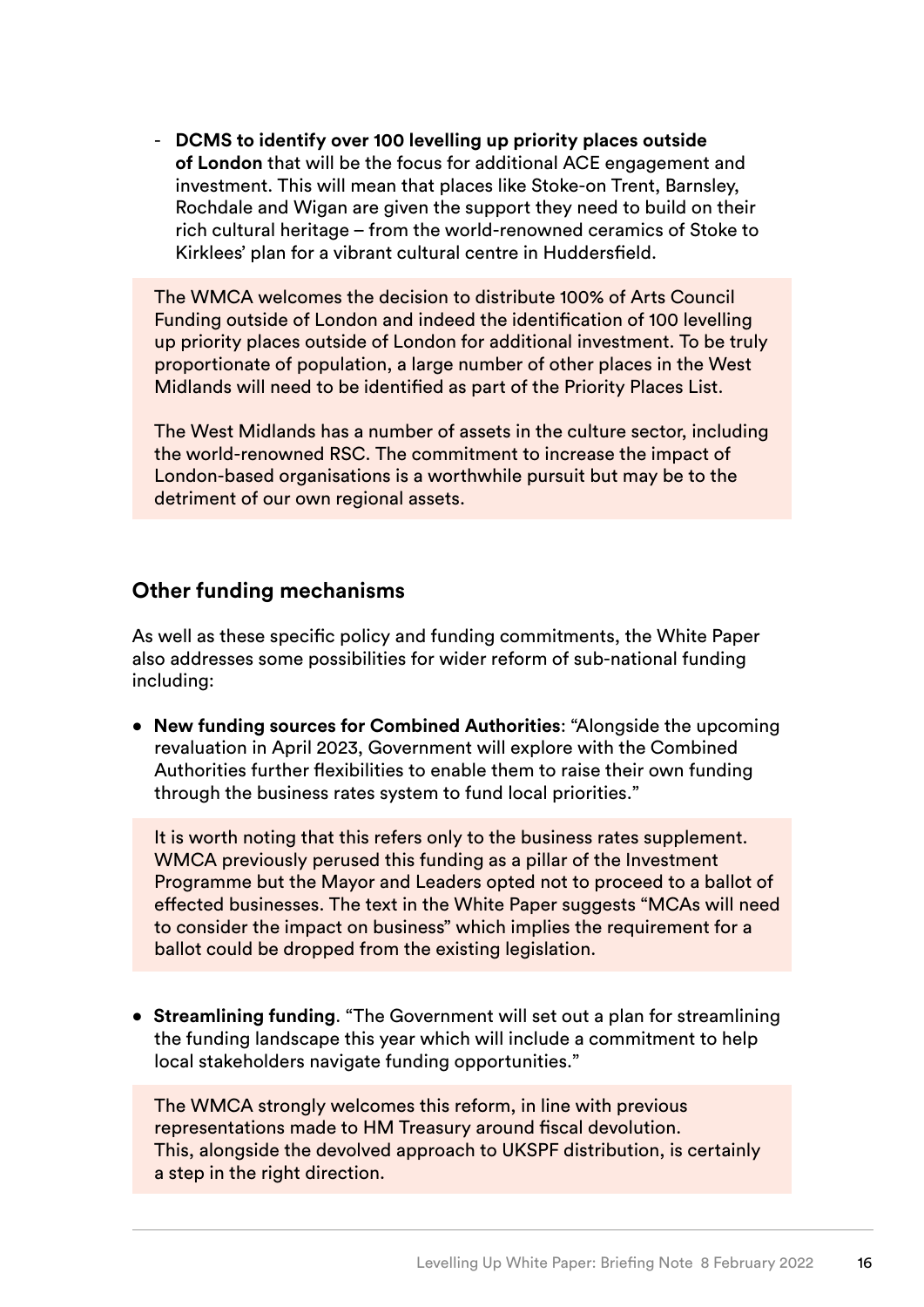- **DCMS to identify over 100 levelling up priority places outside of London** that will be the focus for additional ACE engagement and investment. This will mean that places like Stoke-on Trent, Barnsley, Rochdale and Wigan are given the support they need to build on their rich cultural heritage – from the world-renowned ceramics of Stoke to Kirklees' plan for a vibrant cultural centre in Huddersfield.

The WMCA welcomes the decision to distribute 100% of Arts Council Funding outside of London and indeed the identification of 100 levelling up priority places outside of London for additional investment. To be truly proportionate of population, a large number of other places in the West Midlands will need to be identified as part of the Priority Places List.

The West Midlands has a number of assets in the culture sector, including the world-renowned RSC. The commitment to increase the impact of London-based organisations is a worthwhile pursuit but may be to the detriment of our own regional assets.

## Other funding mechanisms

As well as these specific policy and funding commitments, the White Paper also addresses some possibilities for wider reform of sub-national funding including:

- **New funding sources for Combined Authorities**: "Alongside the upcoming revaluation in April 2023, Government will explore with the Combined Authorities further flexibilities to enable them to raise their own funding through the business rates system to fund local priorities."

It is worth noting that this refers only to the business rates supplement. WMCA previously perused this funding as a pillar of the Investment Programme but the Mayor and Leaders opted not to proceed to a ballot of effected businesses. The text in the White Paper suggests "MCAs will need to consider the impact on business" which implies the requirement for a ballot could be dropped from the existing legislation.

- **Streamlining funding**. "The Government will set out a plan for streamlining the funding landscape this year which will include a commitment to help local stakeholders navigate funding opportunities."

The WMCA strongly welcomes this reform, in line with previous representations made to HM Treasury around fiscal devolution. This, alongside the devolved approach to UKSPF distribution, is certainly a step in the right direction.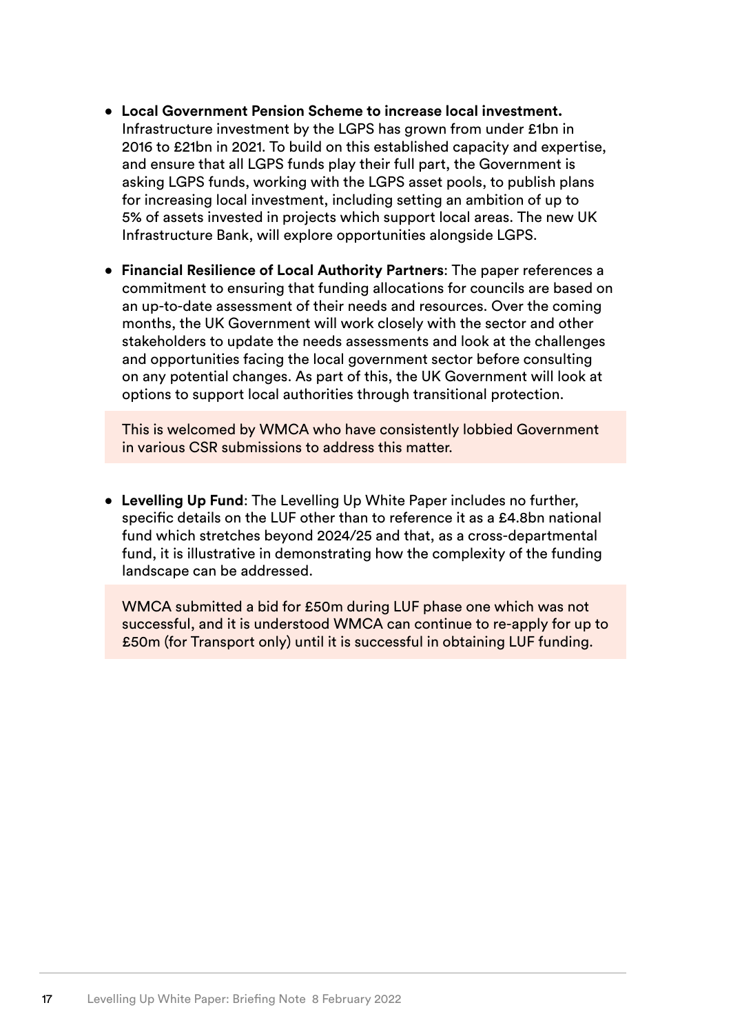- **Local Government Pension Scheme to increase local investment.** Infrastructure investment by the LGPS has grown from under £1bn in 2016 to £21bn in 2021. To build on this established capacity and expertise, and ensure that all LGPS funds play their full part, the Government is asking LGPS funds, working with the LGPS asset pools, to publish plans for increasing local investment, including setting an ambition of up to 5% of assets invested in projects which support local areas. The new UK Infrastructure Bank, will explore opportunities alongside LGPS.

- **Financial Resilience of Local Authority Partners**: The paper references a commitment to ensuring that funding allocations for councils are based on an up-to-date assessment of their needs and resources. Over the coming months, the UK Government will work closely with the sector and other stakeholders to update the needs assessments and look at the challenges and opportunities facing the local government sector before consulting on any potential changes. As part of this, the UK Government will look at options to support local authorities through transitional protection.

  This is welcomed by WMCA who have consistently lobbied Government in various CSR submissions to address this matter.

- **Levelling Up Fund**: The Levelling Up White Paper includes no further, specific details on the LUF other than to reference it as a £4.8bn national fund which stretches beyond 2024/25 and that, as a cross-departmental fund, it is illustrative in demonstrating how the complexity of the funding landscape can be addressed.

  WMCA submitted a bid for £50m during LUF phase one which was not successful, and it is understood WMCA can continue to re-apply for up to £50m (for Transport only) until it is successful in obtaining LUF funding.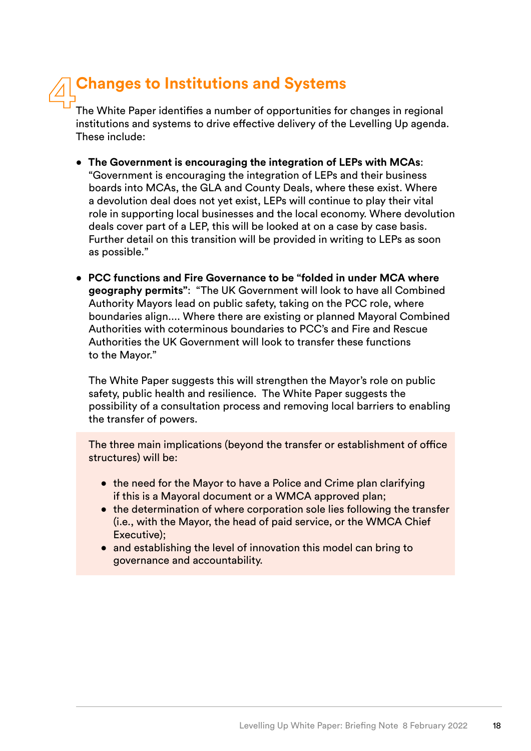# 4 Changes to Institutions and Systems

The White Paper identifies a number of opportunities for changes in regional institutions and systems to drive effective delivery of the Levelling Up agenda. These include:

- **The Government is encouraging the integration of LEPs with MCAs**: "Government is encouraging the integration of LEPs and their business boards into MCAs, the GLA and County Deals, where these exist. Where a devolution deal does not yet exist, LEPs will continue to play their vital role in supporting local businesses and the local economy. Where devolution deals cover part of a LEP, this will be looked at on a case by case basis. Further detail on this transition will be provided in writing to LEPs as soon as possible."

- **PCC functions and Fire Governance to be "folded in under MCA where geography permits"**: "The UK Government will look to have all Combined Authority Mayors lead on public safety, taking on the PCC role, where boundaries align.... Where there are existing or planned Mayoral Combined Authorities with coterminous boundaries to PCC's and Fire and Rescue Authorities the UK Government will look to transfer these functions to the Mayor."

  The White Paper suggests this will strengthen the Mayor's role on public safety, public health and resilience. The White Paper suggests the possibility of a consultation process and removing local barriers to enabling the transfer of powers.

The three main implications (beyond the transfer or establishment of office structures) will be:

- the need for the Mayor to have a Police and Crime plan clarifying if this is a Mayoral document or a WMCA approved plan;
- the determination of where corporation sole lies following the transfer (i.e., with the Mayor, the head of paid service, or the WMCA Chief Executive);
- and establishing the level of innovation this model can bring to governance and accountability.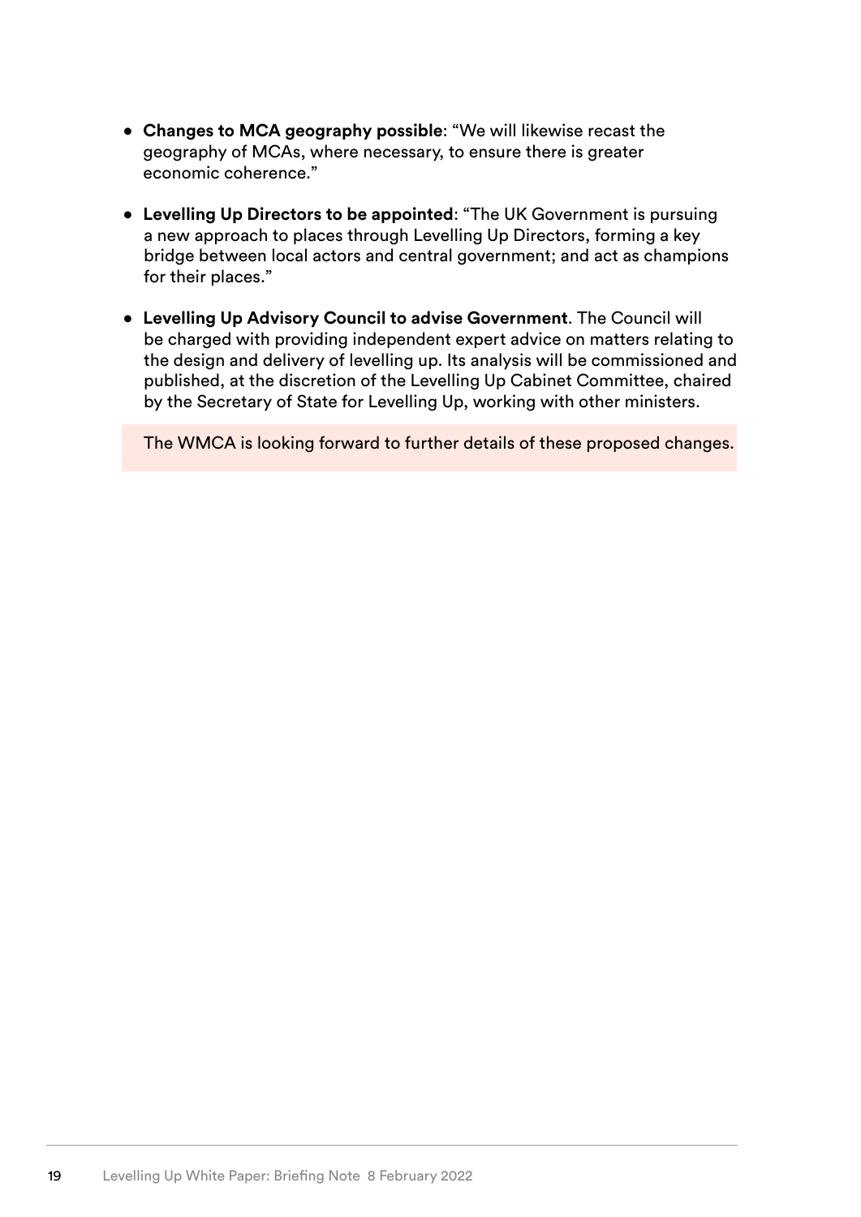- **Changes to MCA geography possible**: "We will likewise recast the geography of MCAs, where necessary, to ensure there is greater economic coherence."

- **Levelling Up Directors to be appointed**: "The UK Government is pursuing a new approach to places through Levelling Up Directors, forming a key bridge between local actors and central government; and act as champions for their places."

- **Levelling Up Advisory Council to advise Government**. The Council will be charged with providing independent expert advice on matters relating to the design and delivery of levelling up. Its analysis will be commissioned and published, at the discretion of the Levelling Up Cabinet Committee, chaired by the Secretary of State for Levelling Up, working with other ministers.

The WMCA is looking forward to further details of these proposed changes.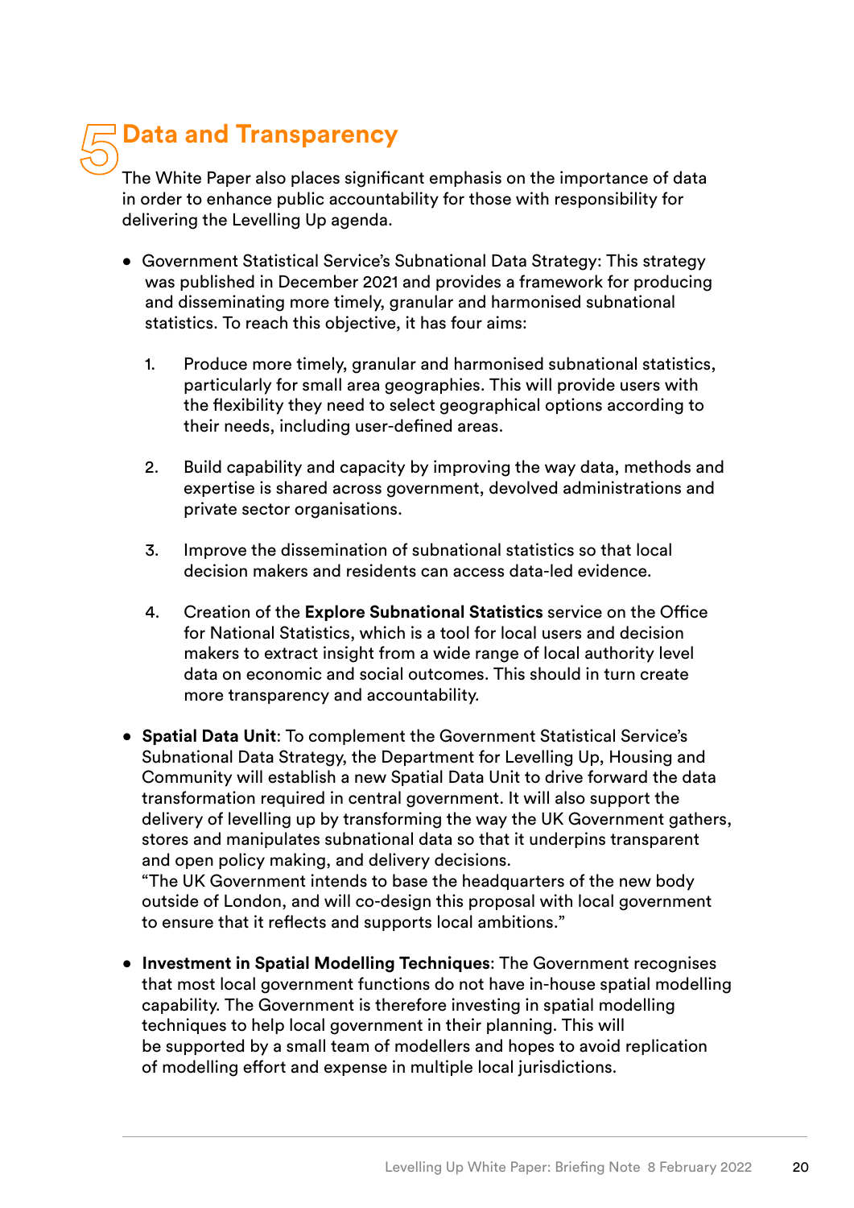# 5 Data and Transparency

The White Paper also places significant emphasis on the importance of data in order to enhance public accountability for those with responsibility for delivering the Levelling Up agenda.

- Government Statistical Service's Subnational Data Strategy: This strategy was published in December 2021 and provides a framework for producing and disseminating more timely, granular and harmonised subnational statistics. To reach this objective, it has four aims:

    1. Produce more timely, granular and harmonised subnational statistics, particularly for small area geographies. This will provide users with the flexibility they need to select geographical options according to their needs, including user-defined areas.

    2. Build capability and capacity by improving the way data, methods and expertise is shared across government, devolved administrations and private sector organisations.

    3. Improve the dissemination of subnational statistics so that local decision makers and residents can access data-led evidence.

    4. Creation of the **Explore Subnational Statistics** service on the Office for National Statistics, which is a tool for local users and decision makers to extract insight from a wide range of local authority level data on economic and social outcomes. This should in turn create more transparency and accountability.

- **Spatial Data Unit**: To complement the Government Statistical Service's Subnational Data Strategy, the Department for Levelling Up, Housing and Community will establish a new Spatial Data Unit to drive forward the data transformation required in central government. It will also support the delivery of levelling up by transforming the way the UK Government gathers, stores and manipulates subnational data so that it underpins transparent and open policy making, and delivery decisions.
  "The UK Government intends to base the headquarters of the new body outside of London, and will co-design this proposal with local government to ensure that it reflects and supports local ambitions."

- **Investment in Spatial Modelling Techniques**: The Government recognises that most local government functions do not have in-house spatial modelling capability. The Government is therefore investing in spatial modelling techniques to help local government in their planning. This will be supported by a small team of modellers and hopes to avoid replication of modelling effort and expense in multiple local jurisdictions.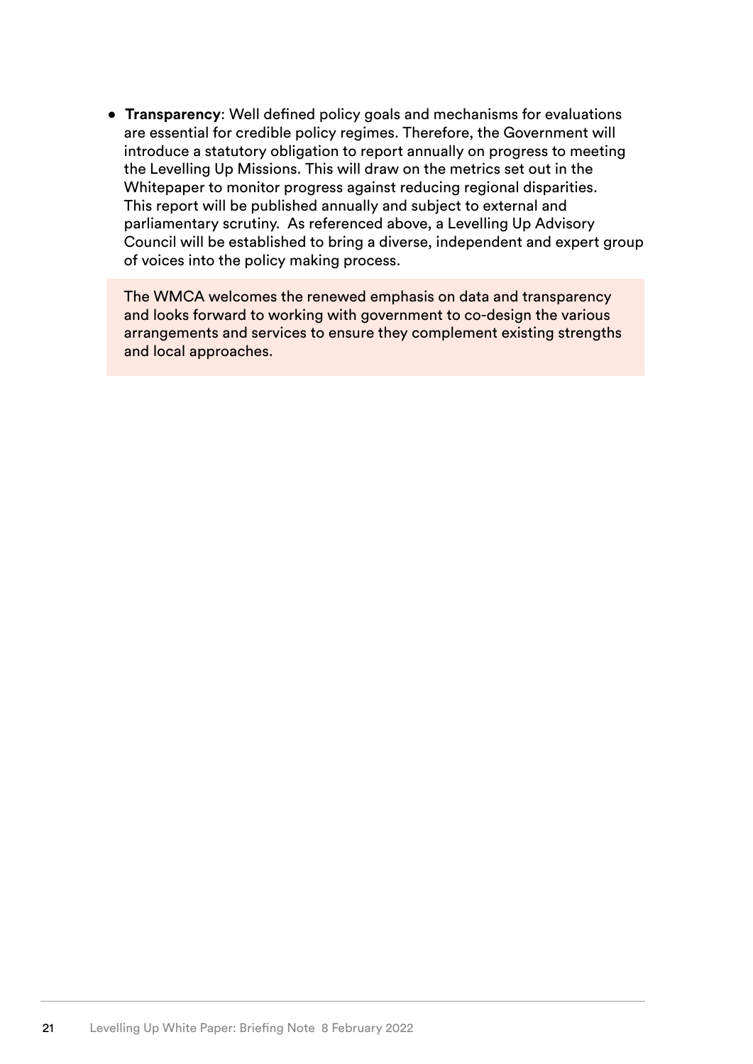- **Transparency**: Well defined policy goals and mechanisms for evaluations are essential for credible policy regimes. Therefore, the Government will introduce a statutory obligation to report annually on progress to meeting the Levelling Up Missions. This will draw on the metrics set out in the Whitepaper to monitor progress against reducing regional disparities. This report will be published annually and subject to external and parliamentary scrutiny. As referenced above, a Levelling Up Advisory Council will be established to bring a diverse, independent and expert group of voices into the policy making process.

> The WMCA welcomes the renewed emphasis on data and transparency and looks forward to working with government to co-design the various arrangements and services to ensure they complement existing strengths and local approaches.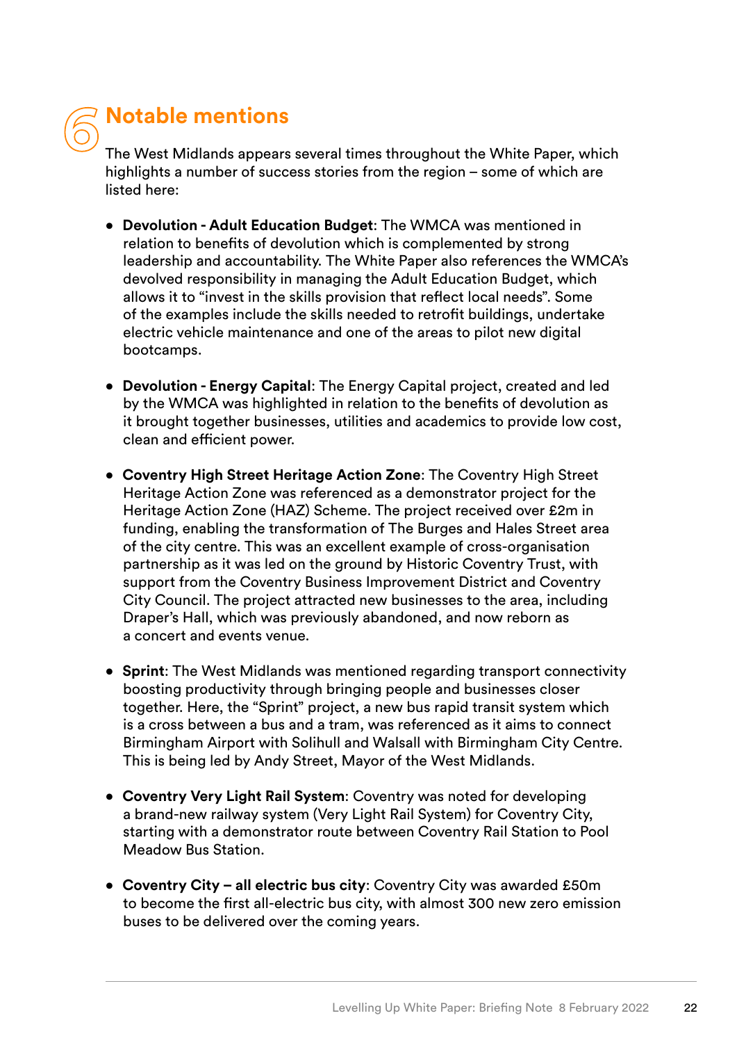# 6 Notable mentions

The West Midlands appears several times throughout the White Paper, which highlights a number of success stories from the region – some of which are listed here:

- **Devolution - Adult Education Budget**: The WMCA was mentioned in relation to benefits of devolution which is complemented by strong leadership and accountability. The White Paper also references the WMCA's devolved responsibility in managing the Adult Education Budget, which allows it to "invest in the skills provision that reflect local needs". Some of the examples include the skills needed to retrofit buildings, undertake electric vehicle maintenance and one of the areas to pilot new digital bootcamps.

- **Devolution - Energy Capital**: The Energy Capital project, created and led by the WMCA was highlighted in relation to the benefits of devolution as it brought together businesses, utilities and academics to provide low cost, clean and efficient power.

- **Coventry High Street Heritage Action Zone**: The Coventry High Street Heritage Action Zone was referenced as a demonstrator project for the Heritage Action Zone (HAZ) Scheme. The project received over £2m in funding, enabling the transformation of The Burges and Hales Street area of the city centre. This was an excellent example of cross-organisation partnership as it was led on the ground by Historic Coventry Trust, with support from the Coventry Business Improvement District and Coventry City Council. The project attracted new businesses to the area, including Draper's Hall, which was previously abandoned, and now reborn as a concert and events venue.

- **Sprint**: The West Midlands was mentioned regarding transport connectivity boosting productivity through bringing people and businesses closer together. Here, the "Sprint" project, a new bus rapid transit system which is a cross between a bus and a tram, was referenced as it aims to connect Birmingham Airport with Solihull and Walsall with Birmingham City Centre. This is being led by Andy Street, Mayor of the West Midlands.

- **Coventry Very Light Rail System**: Coventry was noted for developing a brand-new railway system (Very Light Rail System) for Coventry City, starting with a demonstrator route between Coventry Rail Station to Pool Meadow Bus Station.

- **Coventry City – all electric bus city**: Coventry City was awarded £50m to become the first all-electric bus city, with almost 300 new zero emission buses to be delivered over the coming years.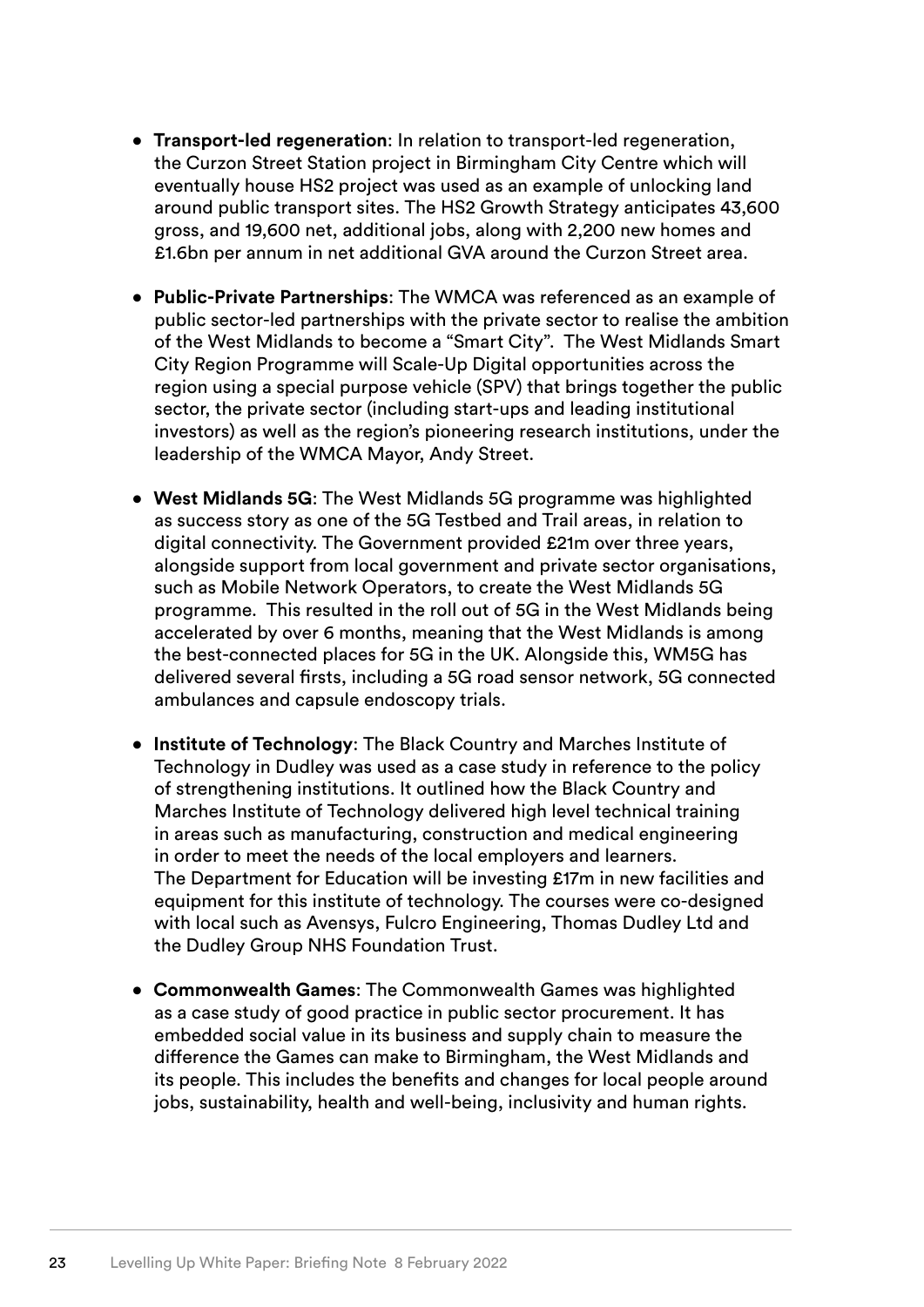- **Transport-led regeneration**: In relation to transport-led regeneration, the Curzon Street Station project in Birmingham City Centre which will eventually house HS2 project was used as an example of unlocking land around public transport sites. The HS2 Growth Strategy anticipates 43,600 gross, and 19,600 net, additional jobs, along with 2,200 new homes and £1.6bn per annum in net additional GVA around the Curzon Street area.

- **Public-Private Partnerships**: The WMCA was referenced as an example of public sector-led partnerships with the private sector to realise the ambition of the West Midlands to become a "Smart City". The West Midlands Smart City Region Programme will Scale-Up Digital opportunities across the region using a special purpose vehicle (SPV) that brings together the public sector, the private sector (including start-ups and leading institutional investors) as well as the region's pioneering research institutions, under the leadership of the WMCA Mayor, Andy Street.

- **West Midlands 5G**: The West Midlands 5G programme was highlighted as success story as one of the 5G Testbed and Trail areas, in relation to digital connectivity. The Government provided £21m over three years, alongside support from local government and private sector organisations, such as Mobile Network Operators, to create the West Midlands 5G programme. This resulted in the roll out of 5G in the West Midlands being accelerated by over 6 months, meaning that the West Midlands is among the best-connected places for 5G in the UK. Alongside this, WM5G has delivered several firsts, including a 5G road sensor network, 5G connected ambulances and capsule endoscopy trials.

- **Institute of Technology**: The Black Country and Marches Institute of Technology in Dudley was used as a case study in reference to the policy of strengthening institutions. It outlined how the Black Country and Marches Institute of Technology delivered high level technical training in areas such as manufacturing, construction and medical engineering in order to meet the needs of the local employers and learners. The Department for Education will be investing £17m in new facilities and equipment for this institute of technology. The courses were co-designed with local such as Avensys, Fulcro Engineering, Thomas Dudley Ltd and the Dudley Group NHS Foundation Trust.

- **Commonwealth Games**: The Commonwealth Games was highlighted as a case study of good practice in public sector procurement. It has embedded social value in its business and supply chain to measure the difference the Games can make to Birmingham, the West Midlands and its people. This includes the benefits and changes for local people around jobs, sustainability, health and well-being, inclusivity and human rights.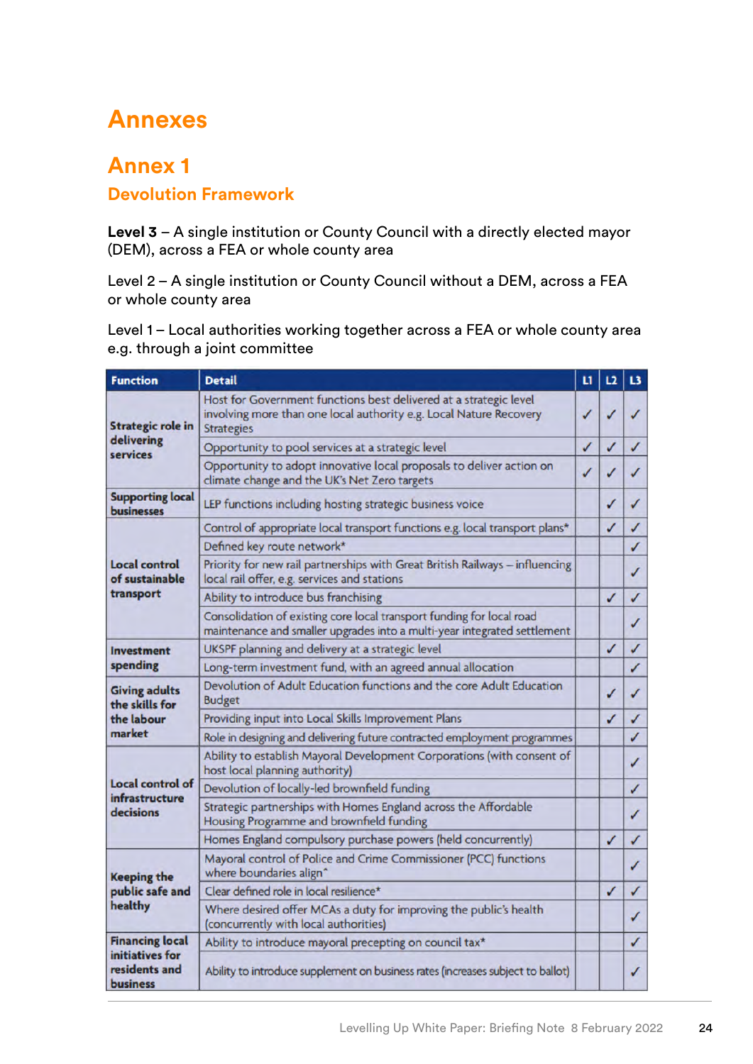# Annexes

## Annex 1

### Devolution Framework

**Level 3** – A single institution or County Council with a directly elected mayor (DEM), across a FEA or whole county area

Level 2 – A single institution or County Council without a DEM, across a FEA or whole county area

Level 1 – Local authorities working together across a FEA or whole county area e.g. through a joint committee

| Function | Detail | L1 | L2 | L3 |
|---|---|---|---|---|
| Strategic role in delivering services | Host for Government functions best delivered at a strategic level involving more than one local authority e.g. Local Nature Recovery Strategies | ✓ | ✓ | ✓ |
| | Opportunity to pool services at a strategic level | ✓ | ✓ | ✓ |
| | Opportunity to adopt innovative local proposals to deliver action on climate change and the UK's Net Zero targets | ✓ | ✓ | ✓ |
| Supporting local businesses | LEP functions including hosting strategic business voice | | ✓ | ✓ |
| Local control of sustainable transport | Control of appropriate local transport functions e.g. local transport plans* | | ✓ | ✓ |
| | Defined key route network* | | | ✓ |
| | Priority for new rail partnerships with Great British Railways – influencing local rail offer, e.g. services and stations | | | ✓ |
| | Ability to introduce bus franchising | | ✓ | ✓ |
| | Consolidation of existing core local transport funding for local road maintenance and smaller upgrades into a multi-year integrated settlement | | | ✓ |
| Investment spending | UKSPF planning and delivery at a strategic level | | ✓ | ✓ |
| | Long-term investment fund, with an agreed annual allocation | | | ✓ |
| Giving adults the skills for the labour market | Devolution of Adult Education functions and the core Adult Education Budget | | ✓ | ✓ |
| | Providing input into Local Skills Improvement Plans | | ✓ | ✓ |
| | Role in designing and delivering future contracted employment programmes | | | ✓ |
| Local control of infrastructure decisions | Ability to establish Mayoral Development Corporations (with consent of host local planning authority) | | | ✓ |
| | Devolution of locally-led brownfield funding | | | ✓ |
| | Strategic partnerships with Homes England across the Affordable Housing Programme and brownfield funding | | | ✓ |
| | Homes England compulsory purchase powers (held concurrently) | | ✓ | ✓ |
| Keeping the public safe and healthy | Mayoral control of Police and Crime Commissioner (PCC) functions where boundaries align^ | | | ✓ |
| | Clear defined role in local resilience* | | ✓ | ✓ |
| | Where desired offer MCAs a duty for improving the public's health (concurrently with local authorities) | | | ✓ |
| Financing local initiatives for residents and business | Ability to introduce mayoral precepting on council tax* | | | ✓ |
| | Ability to introduce supplement on business rates (increases subject to ballot) | | | ✓ |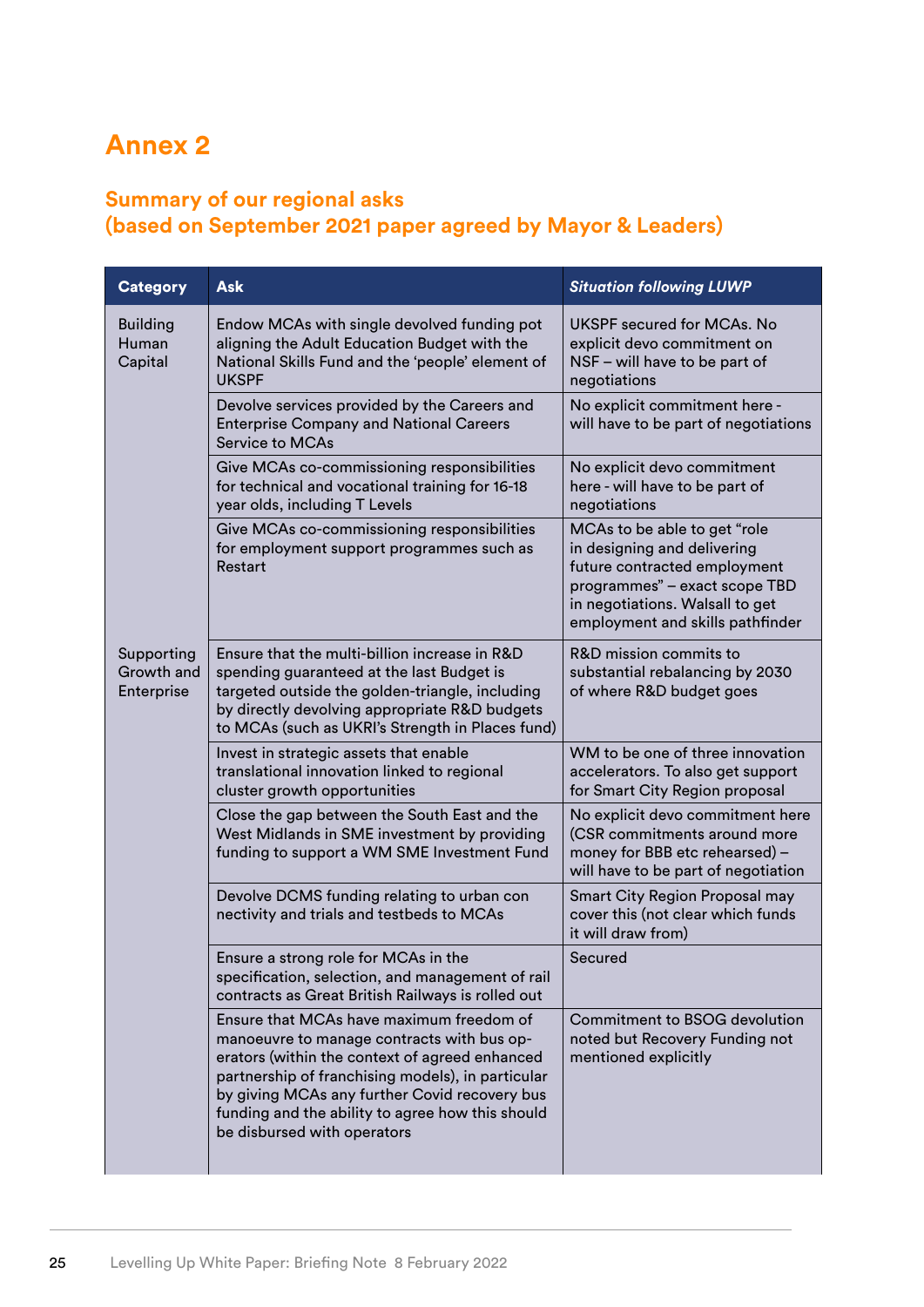# Annex 2

## Summary of our regional asks (based on September 2021 paper agreed by Mayor & Leaders)

| Category | Ask | *Situation following LUWP* |
| --- | --- | --- |
| Building Human Capital | Endow MCAs with single devolved funding pot aligning the Adult Education Budget with the National Skills Fund and the 'people' element of UKSPF | UKSPF secured for MCAs. No explicit devo commitment on NSF – will have to be part of negotiations |
| | Devolve services provided by the Careers and Enterprise Company and National Careers Service to MCAs | No explicit commitment here - will have to be part of negotiations |
| | Give MCAs co-commissioning responsibilities for technical and vocational training for 16-18 year olds, including T Levels | No explicit devo commitment here - will have to be part of negotiations |
| | Give MCAs co-commissioning responsibilities for employment support programmes such as Restart | MCAs to be able to get "role in designing and delivering future contracted employment programmes" – exact scope TBD in negotiations. Walsall to get employment and skills pathfinder |
| Supporting Growth and Enterprise | Ensure that the multi-billion increase in R&D spending guaranteed at the last Budget is targeted outside the golden-triangle, including by directly devolving appropriate R&D budgets to MCAs (such as UKRI's Strength in Places fund) | R&D mission commits to substantial rebalancing by 2030 of where R&D budget goes |
| | Invest in strategic assets that enable translational innovation linked to regional cluster growth opportunities | WM to be one of three innovation accelerators. To also get support for Smart City Region proposal |
| | Close the gap between the South East and the West Midlands in SME investment by providing funding to support a WM SME Investment Fund | No explicit devo commitment here (CSR commitments around more money for BBB etc rehearsed) – will have to be part of negotiation |
| | Devolve DCMS funding relating to urban connectivity and trials and testbeds to MCAs | Smart City Region Proposal may cover this (not clear which funds it will draw from) |
| | Ensure a strong role for MCAs in the specification, selection, and management of rail contracts as Great British Railways is rolled out | Secured |
| | Ensure that MCAs have maximum freedom of manoeuvre to manage contracts with bus operators (within the context of agreed enhanced partnership of franchising models), in particular by giving MCAs any further Covid recovery bus funding and the ability to agree how this should be disbursed with operators | Commitment to BSOG devolution noted but Recovery Funding not mentioned explicitly |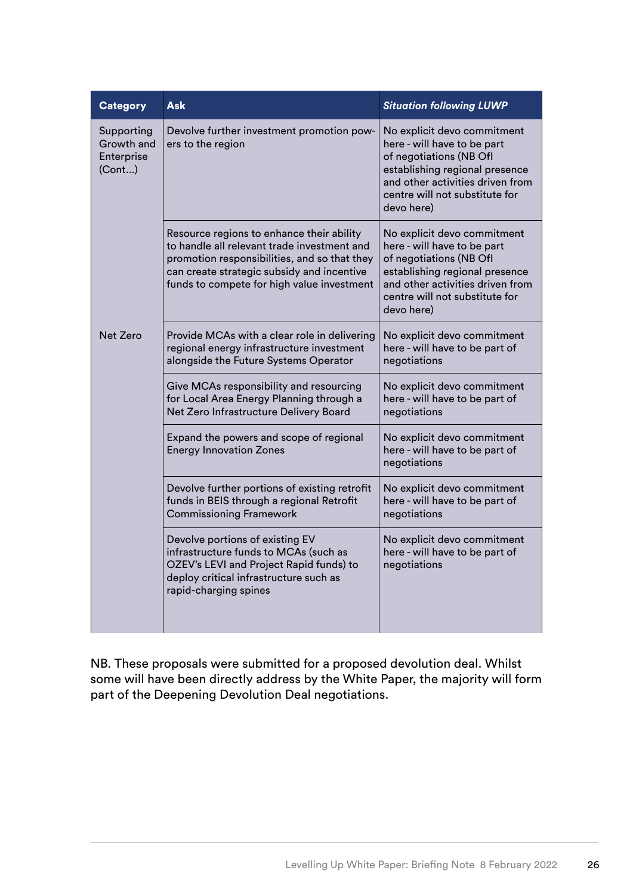| Category | Ask | *Situation following LUWP* |
|---|---|---|
| Supporting Growth and Enterprise (Cont...) | Devolve further investment promotion powers to the region | No explicit devo commitment here - will have to be part of negotiations (NB OfI establishing regional presence and other activities driven from centre will not substitute for devo here) |
| | Resource regions to enhance their ability to handle all relevant trade investment and promotion responsibilities, and so that they can create strategic subsidy and incentive funds to compete for high value investment | No explicit devo commitment here - will have to be part of negotiations (NB OfI establishing regional presence and other activities driven from centre will not substitute for devo here) |
| Net Zero | Provide MCAs with a clear role in delivering regional energy infrastructure investment alongside the Future Systems Operator | No explicit devo commitment here - will have to be part of negotiations |
| | Give MCAs responsibility and resourcing for Local Area Energy Planning through a Net Zero Infrastructure Delivery Board | No explicit devo commitment here - will have to be part of negotiations |
| | Expand the powers and scope of regional Energy Innovation Zones | No explicit devo commitment here - will have to be part of negotiations |
| | Devolve further portions of existing retrofit funds in BEIS through a regional Retrofit Commissioning Framework | No explicit devo commitment here - will have to be part of negotiations |
| | Devolve portions of existing EV infrastructure funds to MCAs (such as OZEV's LEVI and Project Rapid funds) to deploy critical infrastructure such as rapid-charging spines | No explicit devo commitment here - will have to be part of negotiations |

NB. These proposals were submitted for a proposed devolution deal. Whilst some will have been directly address by the White Paper, the majority will form part of the Deepening Devolution Deal negotiations.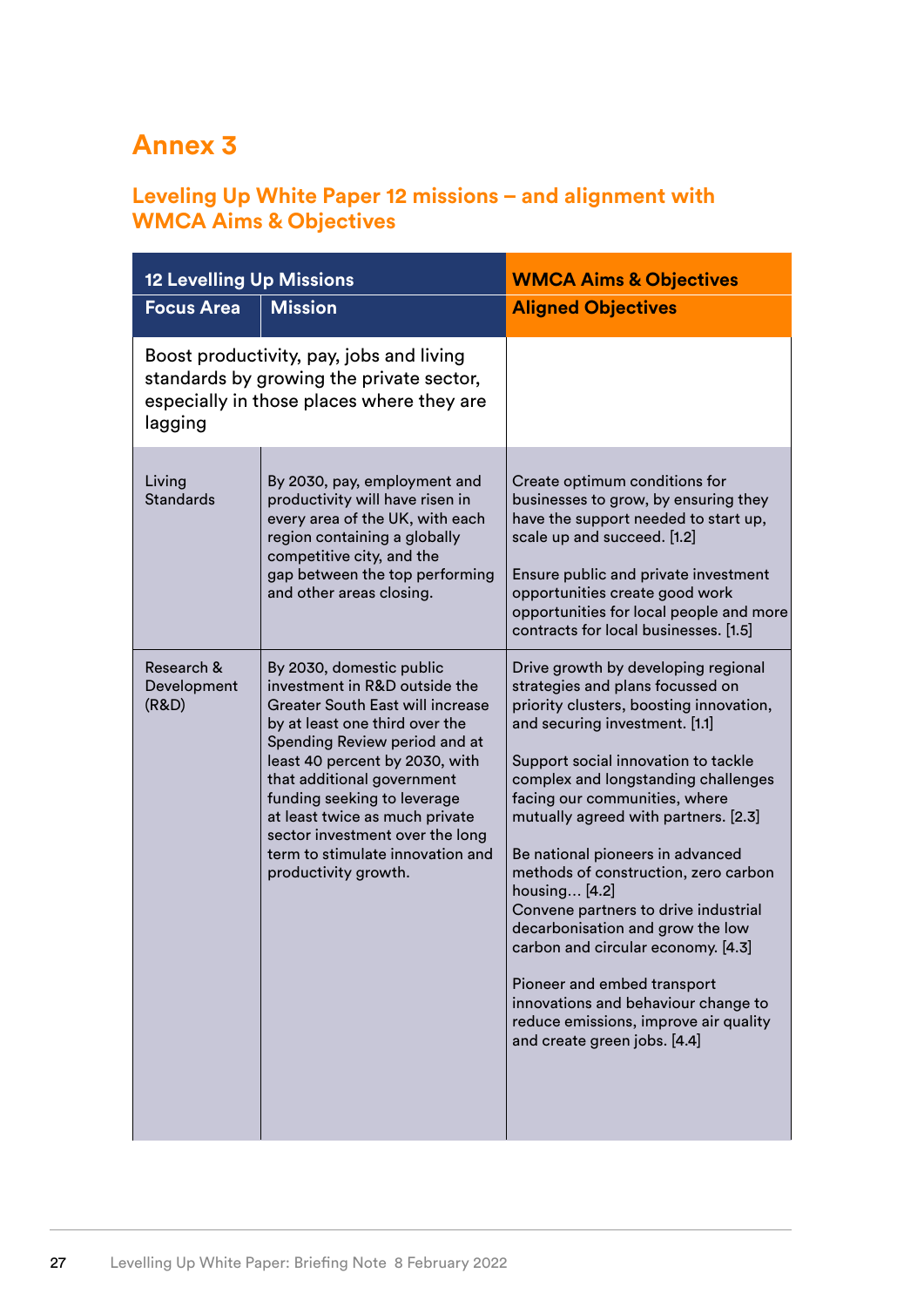# Annex 3

## Leveling Up White Paper 12 missions – and alignment with WMCA Aims & Objectives

| 12 Levelling Up Missions | | WMCA Aims & Objectives |
|---|---|---|
| **Focus Area** | **Mission** | **Aligned Objectives** |
| Boost productivity, pay, jobs and living standards by growing the private sector, especially in those places where they are lagging | | |
| Living Standards | By 2030, pay, employment and productivity will have risen in every area of the UK, with each region containing a globally competitive city, and the gap between the top performing and other areas closing. | Create optimum conditions for businesses to grow, by ensuring they have the support needed to start up, scale up and succeed. [1.2]<br><br>Ensure public and private investment opportunities create good work opportunities for local people and more contracts for local businesses. [1.5] |
| Research & Development (R&D) | By 2030, domestic public investment in R&D outside the Greater South East will increase by at least one third over the Spending Review period and at least 40 percent by 2030, with that additional government funding seeking to leverage at least twice as much private sector investment over the long term to stimulate innovation and productivity growth. | Drive growth by developing regional strategies and plans focussed on priority clusters, boosting innovation, and securing investment. [1.1]<br><br>Support social innovation to tackle complex and longstanding challenges facing our communities, where mutually agreed with partners. [2.3]<br><br>Be national pioneers in advanced methods of construction, zero carbon housing… [4.2]<br>Convene partners to drive industrial decarbonisation and grow the low carbon and circular economy. [4.3]<br><br>Pioneer and embed transport innovations and behaviour change to reduce emissions, improve air quality and create green jobs. [4.4] |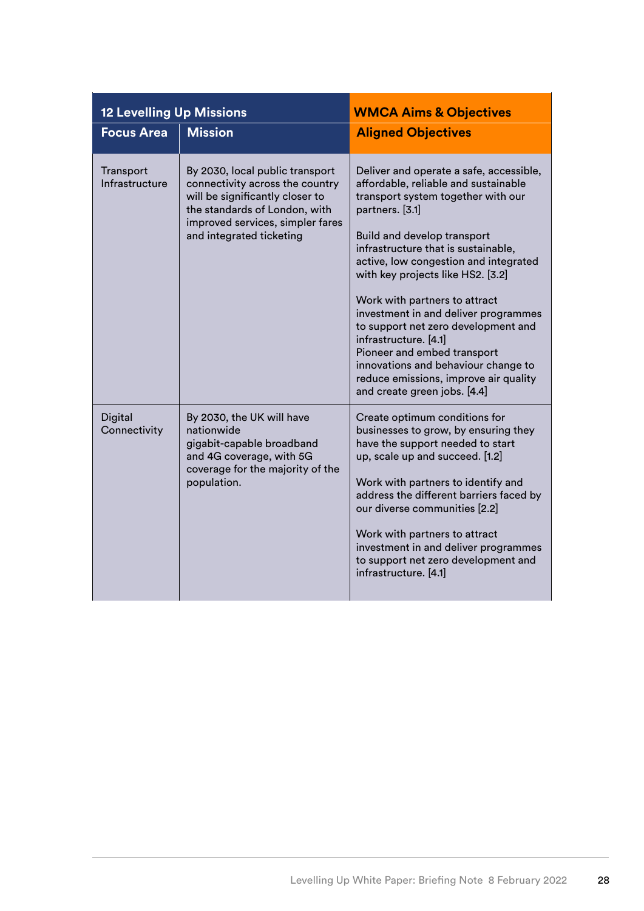| 12 Levelling Up Missions | | WMCA Aims & Objectives |
|---|---|---|
| **Focus Area** | **Mission** | **Aligned Objectives** |
| Transport Infrastructure | By 2030, local public transport connectivity across the country will be significantly closer to the standards of London, with improved services, simpler fares and integrated ticketing | Deliver and operate a safe, accessible, affordable, reliable and sustainable transport system together with our partners. [3.1]<br><br>Build and develop transport infrastructure that is sustainable, active, low congestion and integrated with key projects like HS2. [3.2]<br><br>Work with partners to attract investment in and deliver programmes to support net zero development and infrastructure. [4.1]<br>Pioneer and embed transport innovations and behaviour change to reduce emissions, improve air quality and create green jobs. [4.4] |
| Digital Connectivity | By 2030, the UK will have nationwide gigabit-capable broadband and 4G coverage, with 5G coverage for the majority of the population. | Create optimum conditions for businesses to grow, by ensuring they have the support needed to start up, scale up and succeed. [1.2]<br><br>Work with partners to identify and address the different barriers faced by our diverse communities [2.2]<br><br>Work with partners to attract investment in and deliver programmes to support net zero development and infrastructure. [4.1] |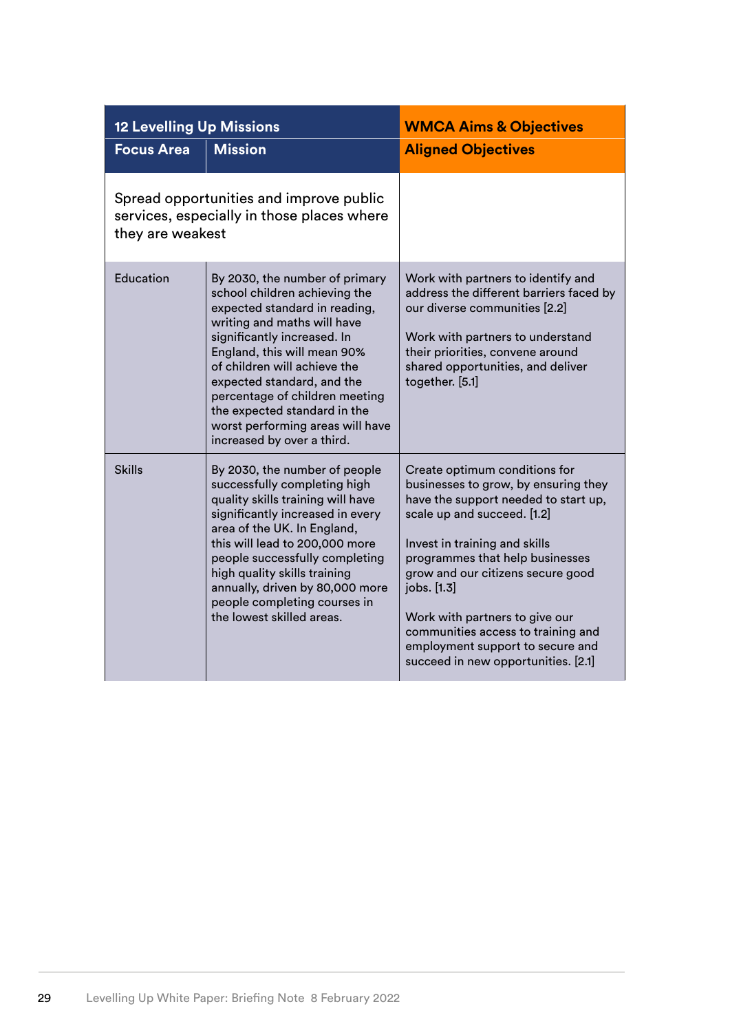| 12 Levelling Up Missions | | WMCA Aims & Objectives |
|---|---|---|
| **Focus Area** | **Mission** | **Aligned Objectives** |
| Spread opportunities and improve public services, especially in those places where they are weakest | | |
| Education | By 2030, the number of primary school children achieving the expected standard in reading, writing and maths will have significantly increased. In England, this will mean 90% of children will achieve the expected standard, and the percentage of children meeting the expected standard in the worst performing areas will have increased by over a third. | Work with partners to identify and address the different barriers faced by our diverse communities [2.2]<br><br>Work with partners to understand their priorities, convene around shared opportunities, and deliver together. [5.1] |
| Skills | By 2030, the number of people successfully completing high quality skills training will have significantly increased in every area of the UK. In England, this will lead to 200,000 more people successfully completing high quality skills training annually, driven by 80,000 more people completing courses in the lowest skilled areas. | Create optimum conditions for businesses to grow, by ensuring they have the support needed to start up, scale up and succeed. [1.2]<br><br>Invest in training and skills programmes that help businesses grow and our citizens secure good jobs. [1.3]<br><br>Work with partners to give our communities access to training and employment support to secure and succeed in new opportunities. [2.1] |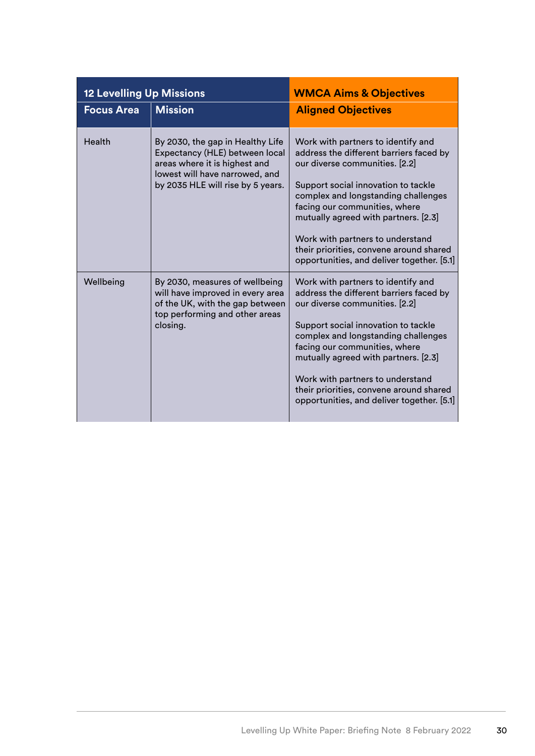| 12 Levelling Up Missions | | WMCA Aims & Objectives |
|---|---|---|
| **Focus Area** | **Mission** | **Aligned Objectives** |
| Health | By 2030, the gap in Healthy Life Expectancy (HLE) between local areas where it is highest and lowest will have narrowed, and by 2035 HLE will rise by 5 years. | Work with partners to identify and address the different barriers faced by our diverse communities. [2.2]<br><br>Support social innovation to tackle complex and longstanding challenges facing our communities, where mutually agreed with partners. [2.3]<br><br>Work with partners to understand their priorities, convene around shared opportunities, and deliver together. [5.1] |
| Wellbeing | By 2030, measures of wellbeing will have improved in every area of the UK, with the gap between top performing and other areas closing. | Work with partners to identify and address the different barriers faced by our diverse communities. [2.2]<br><br>Support social innovation to tackle complex and longstanding challenges facing our communities, where mutually agreed with partners. [2.3]<br><br>Work with partners to understand their priorities, convene around shared opportunities, and deliver together. [5.1] |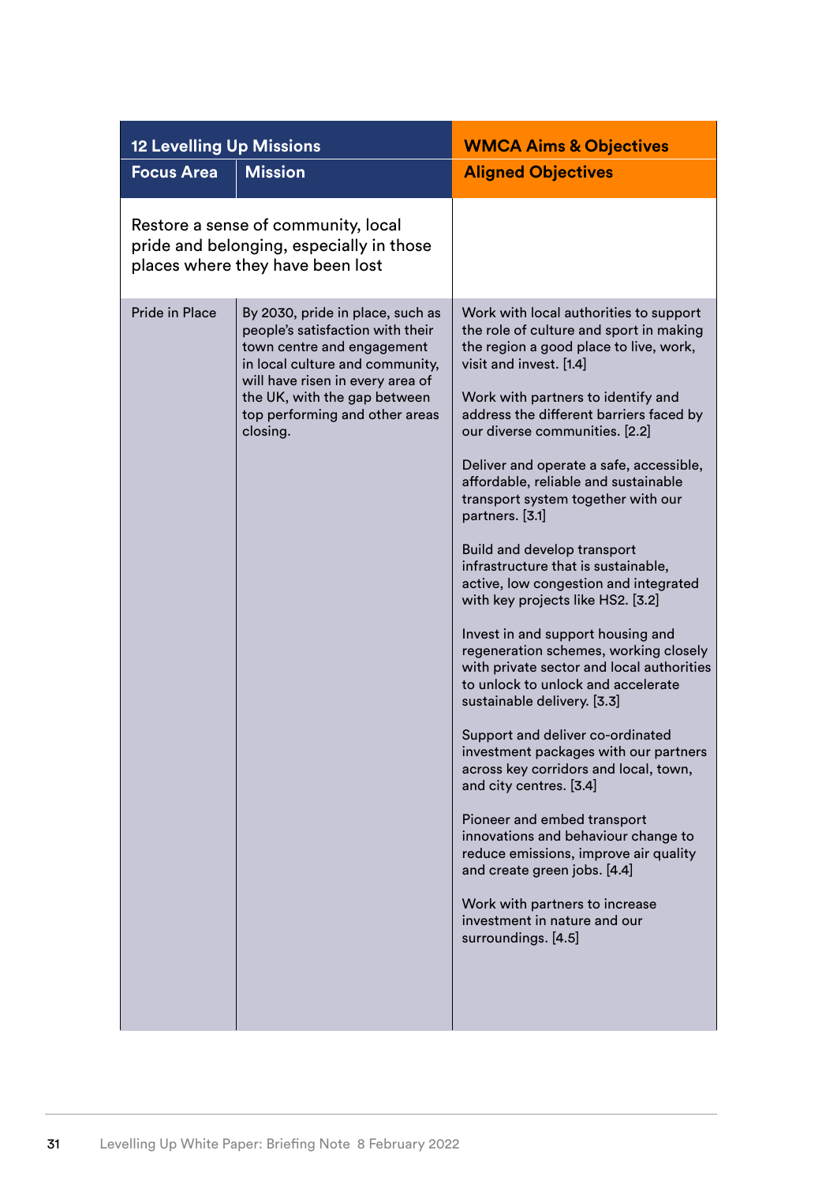| 12 Levelling Up Missions | | WMCA Aims & Objectives |
|---|---|---|
| **Focus Area** | **Mission** | **Aligned Objectives** |
| Restore a sense of community, local pride and belonging, especially in those places where they have been lost | | |
| Pride in Place | By 2030, pride in place, such as people's satisfaction with their town centre and engagement in local culture and community, will have risen in every area of the UK, with the gap between top performing and other areas closing. | Work with local authorities to support the role of culture and sport in making the region a good place to live, work, visit and invest. [1.4]<br><br>Work with partners to identify and address the different barriers faced by our diverse communities. [2.2]<br><br>Deliver and operate a safe, accessible, affordable, reliable and sustainable transport system together with our partners. [3.1]<br><br>Build and develop transport infrastructure that is sustainable, active, low congestion and integrated with key projects like HS2. [3.2]<br><br>Invest in and support housing and regeneration schemes, working closely with private sector and local authorities to unlock to unlock and accelerate sustainable delivery. [3.3]<br><br>Support and deliver co-ordinated investment packages with our partners across key corridors and local, town, and city centres. [3.4]<br><br>Pioneer and embed transport innovations and behaviour change to reduce emissions, improve air quality and create green jobs. [4.4]<br><br>Work with partners to increase investment in nature and our surroundings. [4.5] |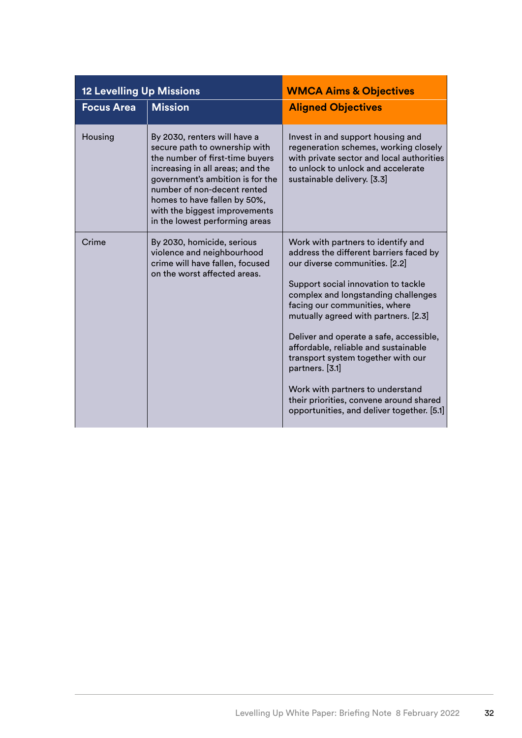| 12 Levelling Up Missions | | WMCA Aims & Objectives |
|---|---|---|
| **Focus Area** | **Mission** | **Aligned Objectives** |
| Housing | By 2030, renters will have a secure path to ownership with the number of first-time buyers increasing in all areas; and the government's ambition is for the number of non-decent rented homes to have fallen by 50%, with the biggest improvements in the lowest performing areas | Invest in and support housing and regeneration schemes, working closely with private sector and local authorities to unlock to unlock and accelerate sustainable delivery. [3.3] |
| Crime | By 2030, homicide, serious violence and neighbourhood crime will have fallen, focused on the worst affected areas. | Work with partners to identify and address the different barriers faced by our diverse communities. [2.2]<br><br>Support social innovation to tackle complex and longstanding challenges facing our communities, where mutually agreed with partners. [2.3]<br><br>Deliver and operate a safe, accessible, affordable, reliable and sustainable transport system together with our partners. [3.1]<br><br>Work with partners to understand their priorities, convene around shared opportunities, and deliver together. [5.1] |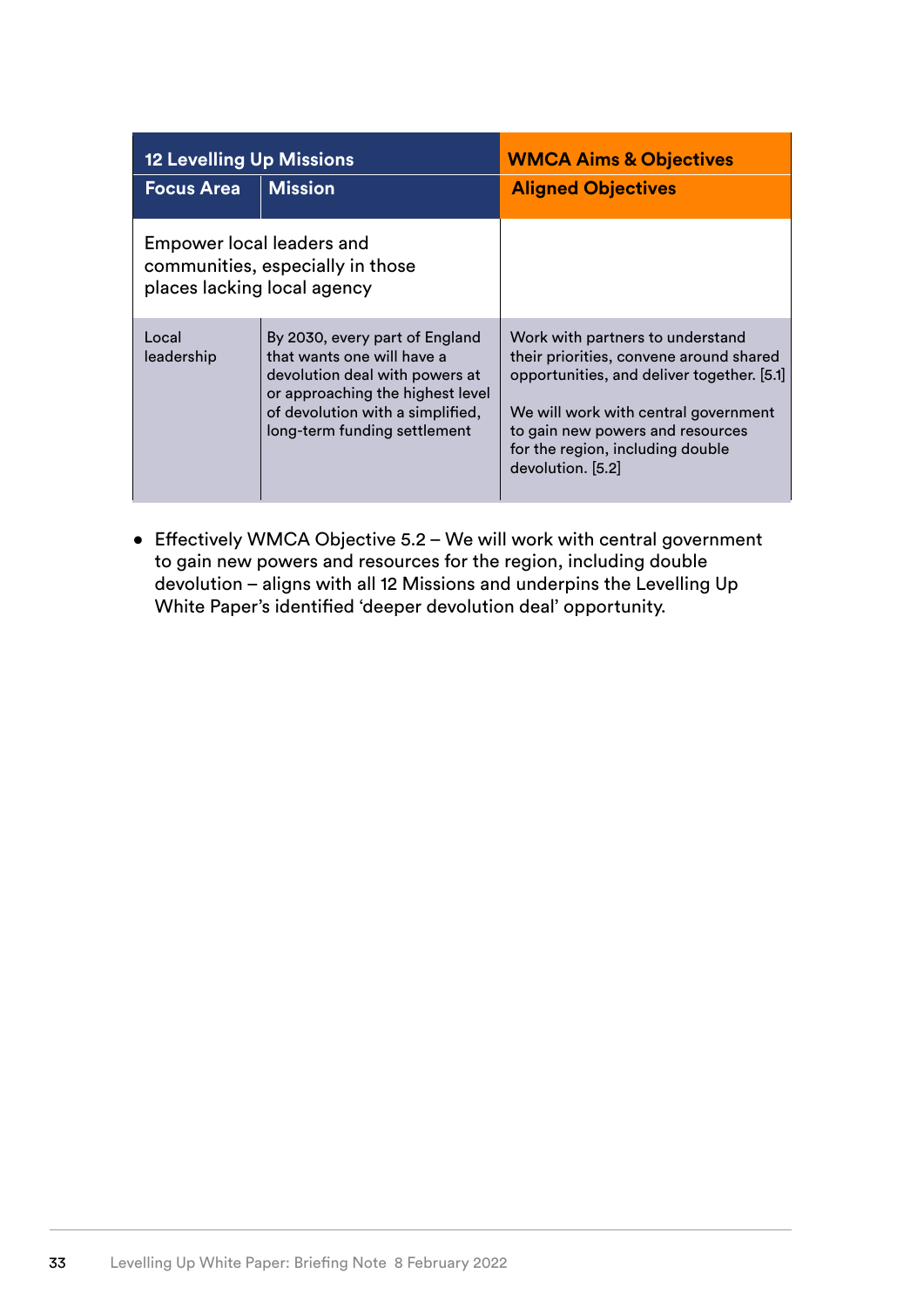| 12 Levelling Up Missions | | WMCA Aims & Objectives |
|---|---|---|
| **Focus Area** | **Mission** | **Aligned Objectives** |
| Empower local leaders and communities, especially in those places lacking local agency | | |
| Local leadership | By 2030, every part of England that wants one will have a devolution deal with powers at or approaching the highest level of devolution with a simplified, long-term funding settlement | Work with partners to understand their priorities, convene around shared opportunities, and deliver together. [5.1]<br><br>We will work with central government to gain new powers and resources for the region, including double devolution. [5.2] |

- Effectively WMCA Objective 5.2 – We will work with central government to gain new powers and resources for the region, including double devolution – aligns with all 12 Missions and underpins the Levelling Up White Paper's identified 'deeper devolution deal' opportunity.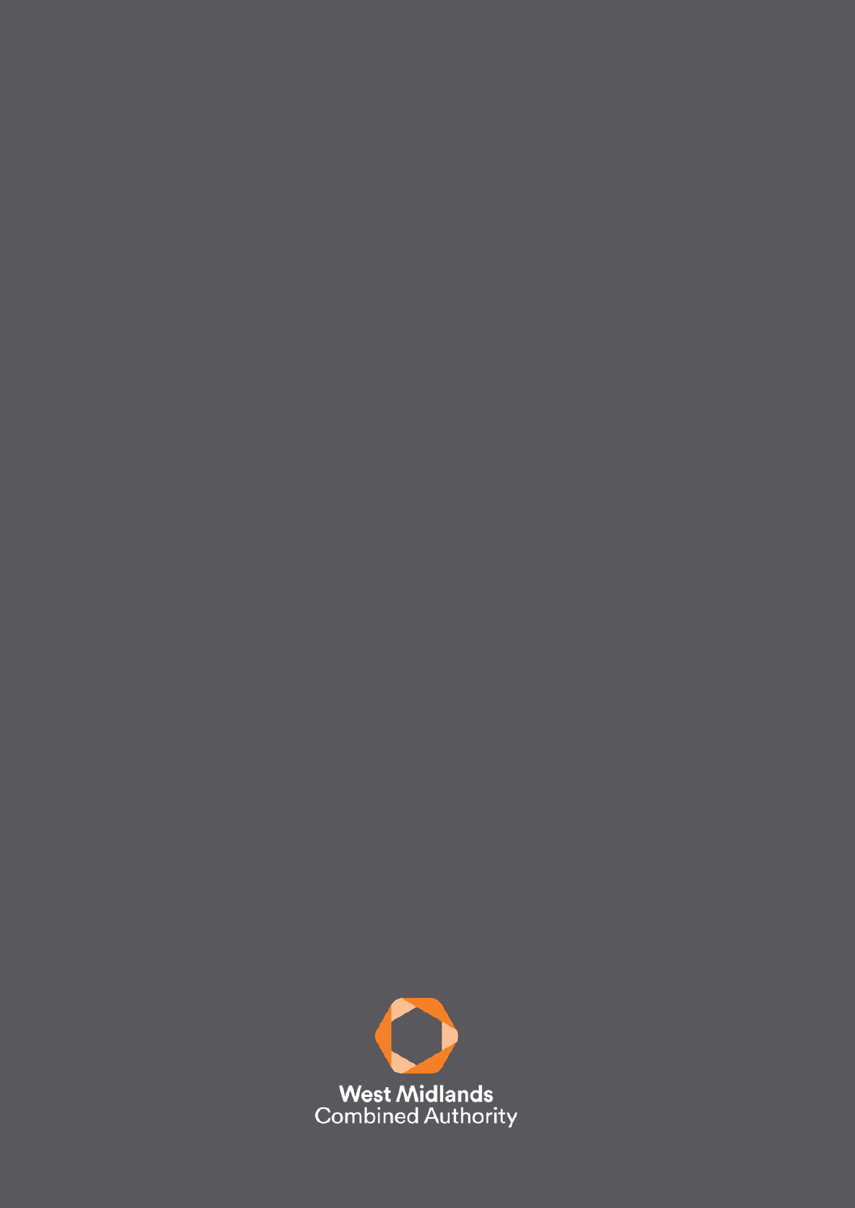West Midlands
Combined Authority